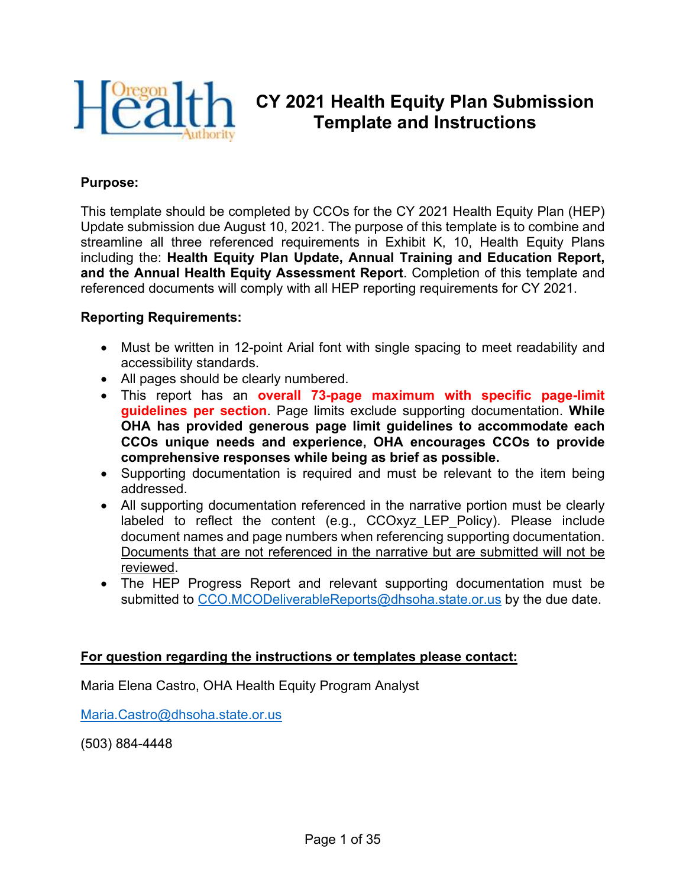# CY 2021 Health Equity Plan Submission Template and Instructions

**Purpose:**

This template should be completed by CCOs for the CY 2021 Health Equity Plan (HEP) Update submission due August 10, 2021. The purpose of this template is to combine and streamline all three referenced requirements in Exhibit K, 10, Health Equity Plans including the: **Health Equity Plan Update, Annual Training and Education Report, and the Annual Health Equity Assessment Report**. Completion of this template and referenced documents will comply with all HEP reporting requirements for CY 2021.

**Reporting Requirements:**

- Must be written in 12-point Arial font with single spacing to meet readability and accessibility standards.
- All pages should be clearly numbered.
- This report has an **overall 73-page maximum with specific page-limit guidelines per section**. Page limits exclude supporting documentation. **While OHA has provided generous page limit guidelines to accommodate each CCOs unique needs and experience, OHA encourages CCOs to provide comprehensive responses while being as brief as possible.**
- Supporting documentation is required and must be relevant to the item being addressed.
- All supporting documentation referenced in the narrative portion must be clearly labeled to reflect the content (e.g., CCOxyz_LEP_Policy). Please include document names and page numbers when referencing supporting documentation. Documents that are not referenced in the narrative but are submitted will not be reviewed.
- The HEP Progress Report and relevant supporting documentation must be submitted to CCO.MCODeliverableReports@dhsoha.state.or.us by the due date.

**For question regarding the instructions or templates please contact:**

Maria Elena Castro, OHA Health Equity Program Analyst

Maria.Castro@dhsoha.state.or.us

(503) 884-4448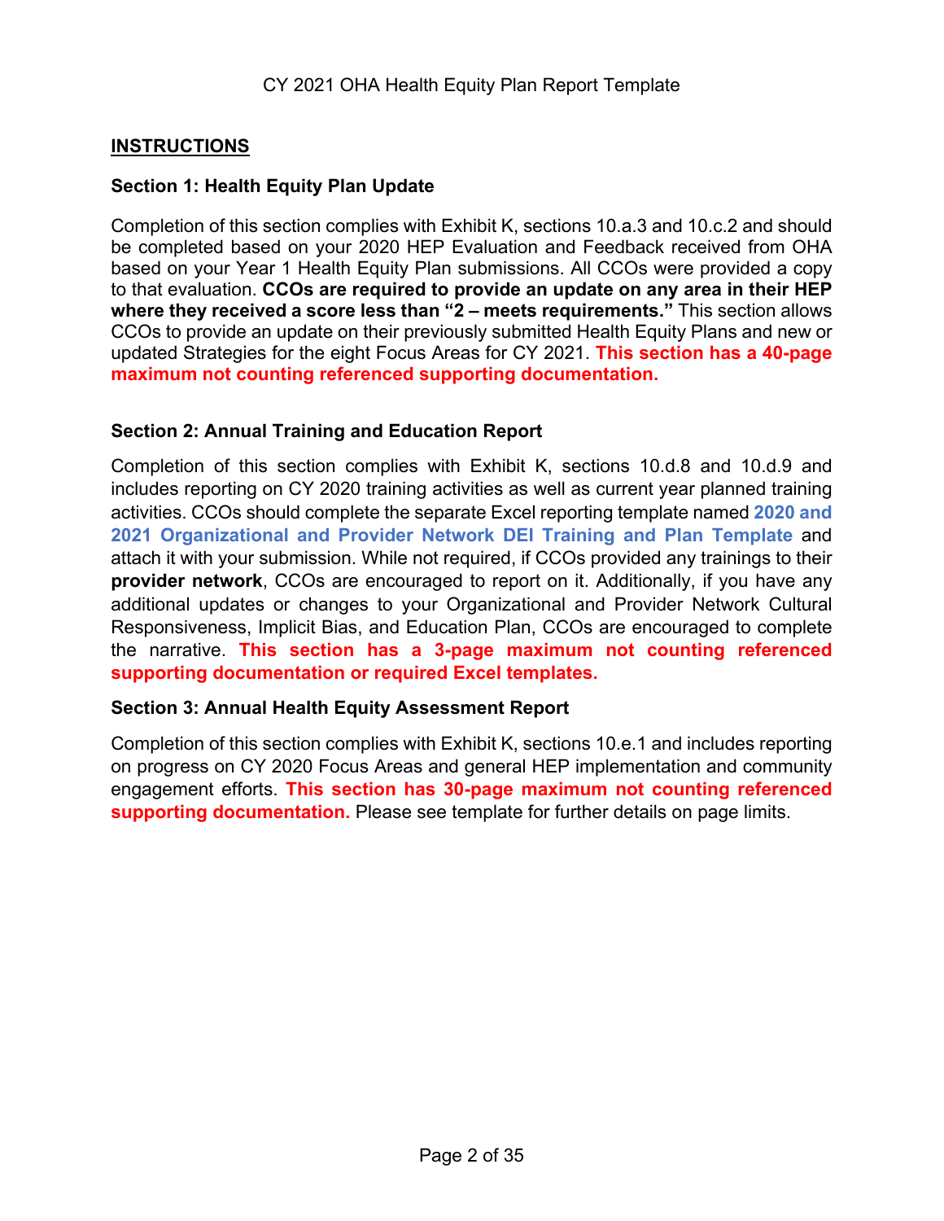## INSTRUCTIONS

### Section 1: Health Equity Plan Update

Completion of this section complies with Exhibit K, sections 10.a.3 and 10.c.2 and should be completed based on your 2020 HEP Evaluation and Feedback received from OHA based on your Year 1 Health Equity Plan submissions. All CCOs were provided a copy to that evaluation. **CCOs are required to provide an update on any area in their HEP where they received a score less than "2 – meets requirements."** This section allows CCOs to provide an update on their previously submitted Health Equity Plans and new or updated Strategies for the eight Focus Areas for CY 2021. **This section has a 40-page maximum not counting referenced supporting documentation.**

### Section 2: Annual Training and Education Report

Completion of this section complies with Exhibit K, sections 10.d.8 and 10.d.9 and includes reporting on CY 2020 training activities as well as current year planned training activities. CCOs should complete the separate Excel reporting template named **2020 and 2021 Organizational and Provider Network DEI Training and Plan Template** and attach it with your submission. While not required, if CCOs provided any trainings to their **provider network**, CCOs are encouraged to report on it. Additionally, if you have any additional updates or changes to your Organizational and Provider Network Cultural Responsiveness, Implicit Bias, and Education Plan, CCOs are encouraged to complete the narrative. **This section has a 3-page maximum not counting referenced supporting documentation or required Excel templates.**

### Section 3: Annual Health Equity Assessment Report

Completion of this section complies with Exhibit K, sections 10.e.1 and includes reporting on progress on CY 2020 Focus Areas and general HEP implementation and community engagement efforts. **This section has 30-page maximum not counting referenced supporting documentation.** Please see template for further details on page limits.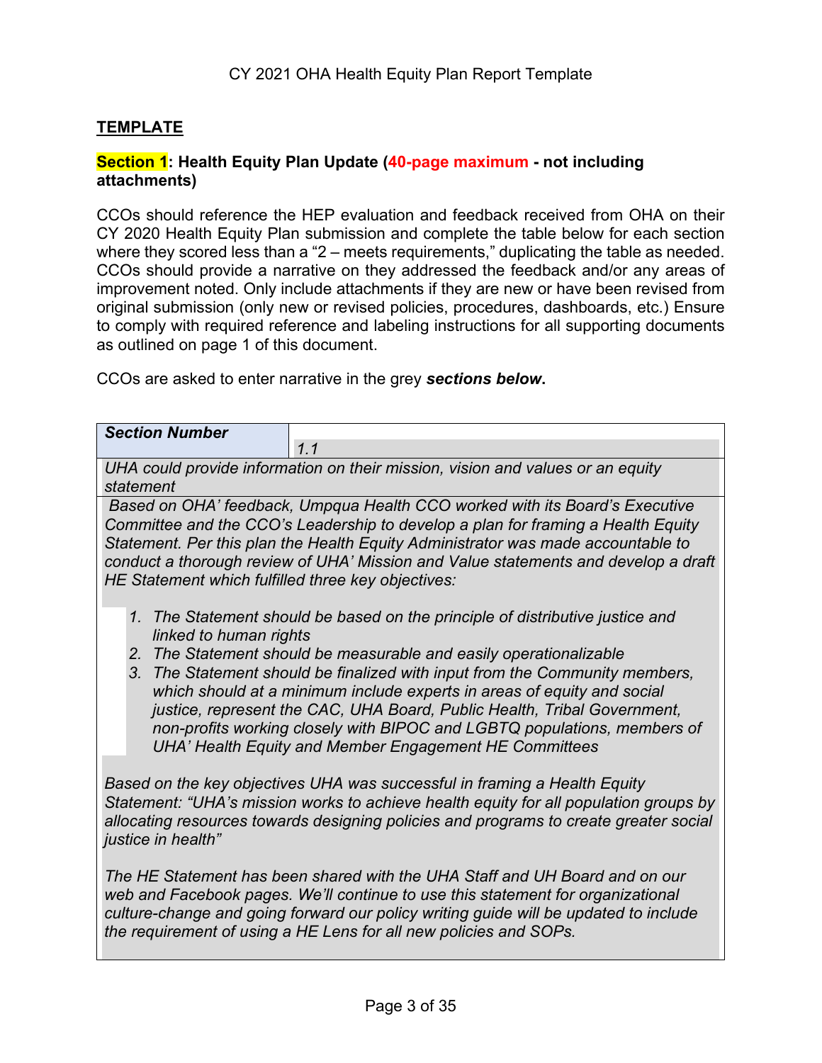## TEMPLATE

**Section 1: Health Equity Plan Update (40-page maximum - not including attachments)**

CCOs should reference the HEP evaluation and feedback received from OHA on their CY 2020 Health Equity Plan submission and complete the table below for each section where they scored less than a "2 – meets requirements," duplicating the table as needed. CCOs should provide a narrative on they addressed the feedback and/or any areas of improvement noted. Only include attachments if they are new or have been revised from original submission (only new or revised policies, procedures, dashboards, etc.) Ensure to comply with required reference and labeling instructions for all supporting documents as outlined on page 1 of this document.

CCOs are asked to enter narrative in the grey ***sections below*****.**

| ***Section Number*** | *1.1* |
|---|---|
| *UHA could provide information on their mission, vision and values or an equity statement* | |

*Based on OHA' feedback, Umpqua Health CCO worked with its Board's Executive Committee and the CCO's Leadership to develop a plan for framing a Health Equity Statement. Per this plan the Health Equity Administrator was made accountable to conduct a thorough review of UHA' Mission and Value statements and develop a draft HE Statement which fulfilled three key objectives:*

1. *The Statement should be based on the principle of distributive justice and linked to human rights*
2. *The Statement should be measurable and easily operationalizable*
3. *The Statement should be finalized with input from the Community members, which should at a minimum include experts in areas of equity and social justice, represent the CAC, UHA Board, Public Health, Tribal Government, non-profits working closely with BIPOC and LGBTQ populations, members of UHA' Health Equity and Member Engagement HE Committees*

*Based on the key objectives UHA was successful in framing a Health Equity Statement: "UHA's mission works to achieve health equity for all population groups by allocating resources towards designing policies and programs to create greater social justice in health"*

*The HE Statement has been shared with the UHA Staff and UH Board and on our web and Facebook pages. We'll continue to use this statement for organizational culture-change and going forward our policy writing guide will be updated to include the requirement of using a HE Lens for all new policies and SOPs.*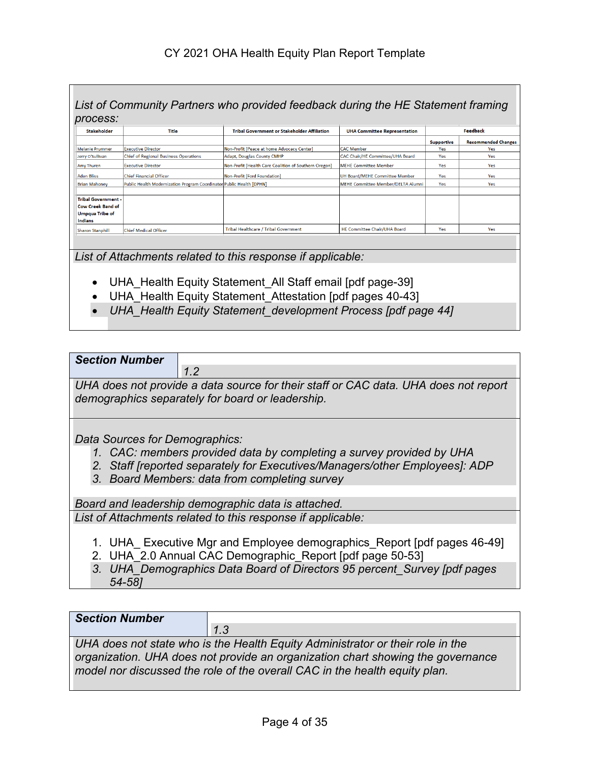*List of Community Partners who provided feedback during the HE Statement framing process:*

| Stakeholder | Title | Tribal Government or Stakeholder Affiliation | UHA Committee Representation | Feedback | |
|---|---|---|---|---|---|
| | | | | Supportive | Recommended Changes |
| Melanie Prummer | Executive Director | Non-Profit [Peace at home Advocacy Center] | CAC Member | Yes | Yes |
| Jerry O'Sullivan | Chief of Regional Business Operations | Adapt, Douglas County CMHP | CAC Chair/HE Committee/UHA Board | Yes | Yes |
| Amy Thuren | Executive Director | Non-Profit [Health Care Coalition of Southern Oregon] | MEHE Committee Member | Yes | Yes |
| Aden Bliss | Chief Financial Officer | Non-Profit [Ford Foundation] | UH Board/MEHE Committee Member | Yes | Yes |
| Brian Mahoney | Public Health Modernization Program Coordinator | Public Health [DPHN] | MEHE Committee Member/DELTA Alumni | Yes | Yes |
| **Tribal Government - Cow Creek Band of Umpqua Tribe of Indians** | | | | | |
| Sharon Stanphill | Chief Medical Officer | Tribal Healthcare / Tribal Government | HE Committee Chair/UHA Board | Yes | Yes |

*List of Attachments related to this response if applicable:*

- UHA_Health Equity Statement_All Staff email [pdf page-39]
- UHA_Health Equity Statement_Attestation [pdf pages 40-43]
- *UHA_Health Equity Statement_development Process [pdf page 44]*

| ***Section Number*** | *1.2* |
|---|---|

*UHA does not provide a data source for their staff or CAC data. UHA does not report demographics separately for board or leadership.*

*Data Sources for Demographics:*

1. *CAC: members provided data by completing a survey provided by UHA*
2. *Staff [reported separately for Executives/Managers/other Employees]: ADP*
3. *Board Members: data from completing survey*

*Board and leadership demographic data is attached.*

*List of Attachments related to this response if applicable:*

1. UHA_ Executive Mgr and Employee demographics_Report [pdf pages 46-49]
2. UHA_2.0 Annual CAC Demographic_Report [pdf page 50-53]
3. *UHA_Demographics Data Board of Directors 95 percent_Survey [pdf pages 54-58]*

| ***Section Number*** | *1.3* |
|---|---|

*UHA does not state who is the Health Equity Administrator or their role in the organization. UHA does not provide an organization chart showing the governance model nor discussed the role of the overall CAC in the health equity plan.*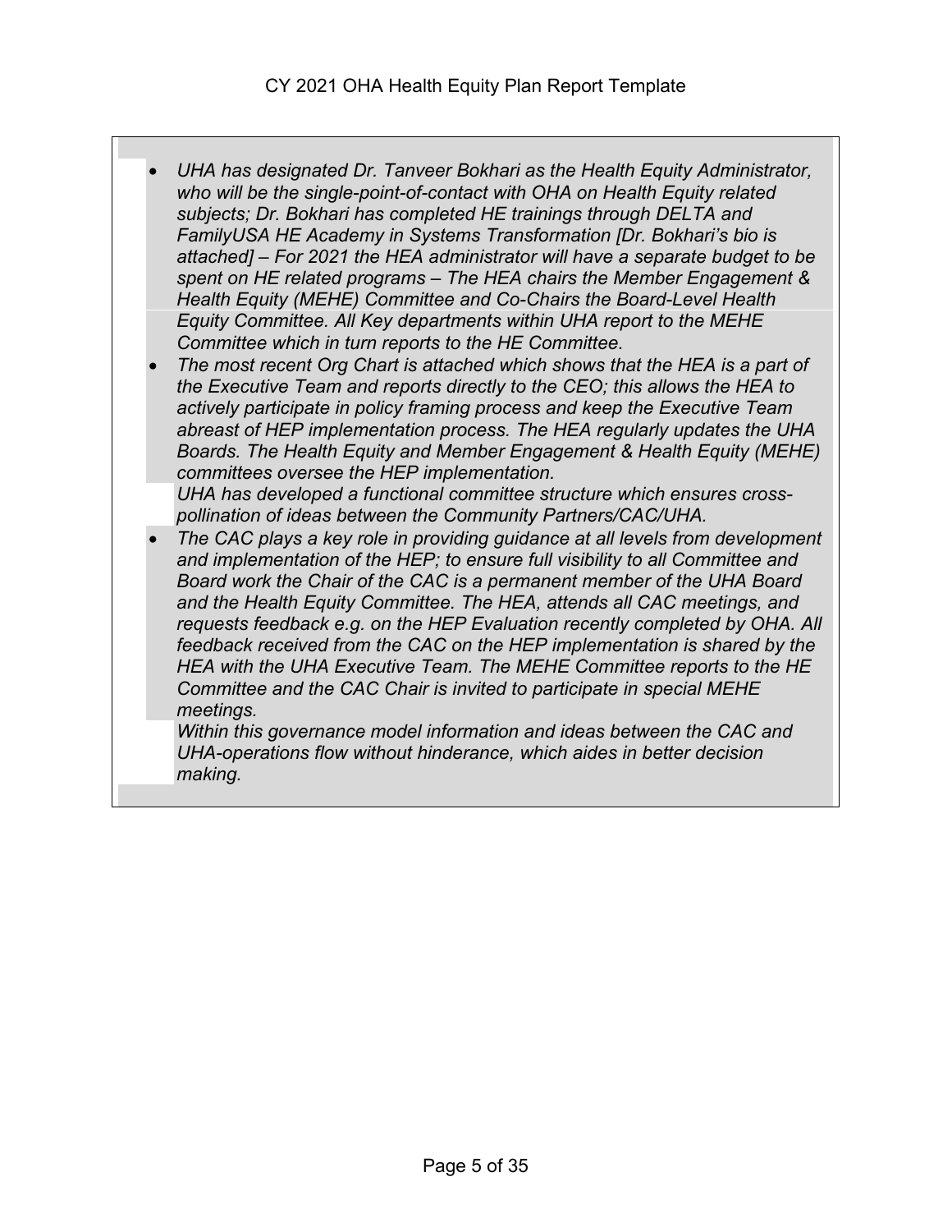- *UHA has designated Dr. Tanveer Bokhari as the Health Equity Administrator, who will be the single-point-of-contact with OHA on Health Equity related subjects; Dr. Bokhari has completed HE trainings through DELTA and FamilyUSA HE Academy in Systems Transformation [Dr. Bokhari's bio is attached] – For 2021 the HEA administrator will have a separate budget to be spent on HE related programs – The HEA chairs the Member Engagement & Health Equity (MEHE) Committee and Co-Chairs the Board-Level Health Equity Committee. All Key departments within UHA report to the MEHE Committee which in turn reports to the HE Committee.*
- *The most recent Org Chart is attached which shows that the HEA is a part of the Executive Team and reports directly to the CEO; this allows the HEA to actively participate in policy framing process and keep the Executive Team abreast of HEP implementation process. The HEA regularly updates the UHA Boards. The Health Equity and Member Engagement & Health Equity (MEHE) committees oversee the HEP implementation.*
  *UHA has developed a functional committee structure which ensures cross-pollination of ideas between the Community Partners/CAC/UHA.*
- *The CAC plays a key role in providing guidance at all levels from development and implementation of the HEP; to ensure full visibility to all Committee and Board work the Chair of the CAC is a permanent member of the UHA Board and the Health Equity Committee. The HEA, attends all CAC meetings, and requests feedback e.g. on the HEP Evaluation recently completed by OHA. All feedback received from the CAC on the HEP implementation is shared by the HEA with the UHA Executive Team. The MEHE Committee reports to the HE Committee and the CAC Chair is invited to participate in special MEHE meetings.*
  *Within this governance model information and ideas between the CAC and UHA-operations flow without hinderance, which aides in better decision making.*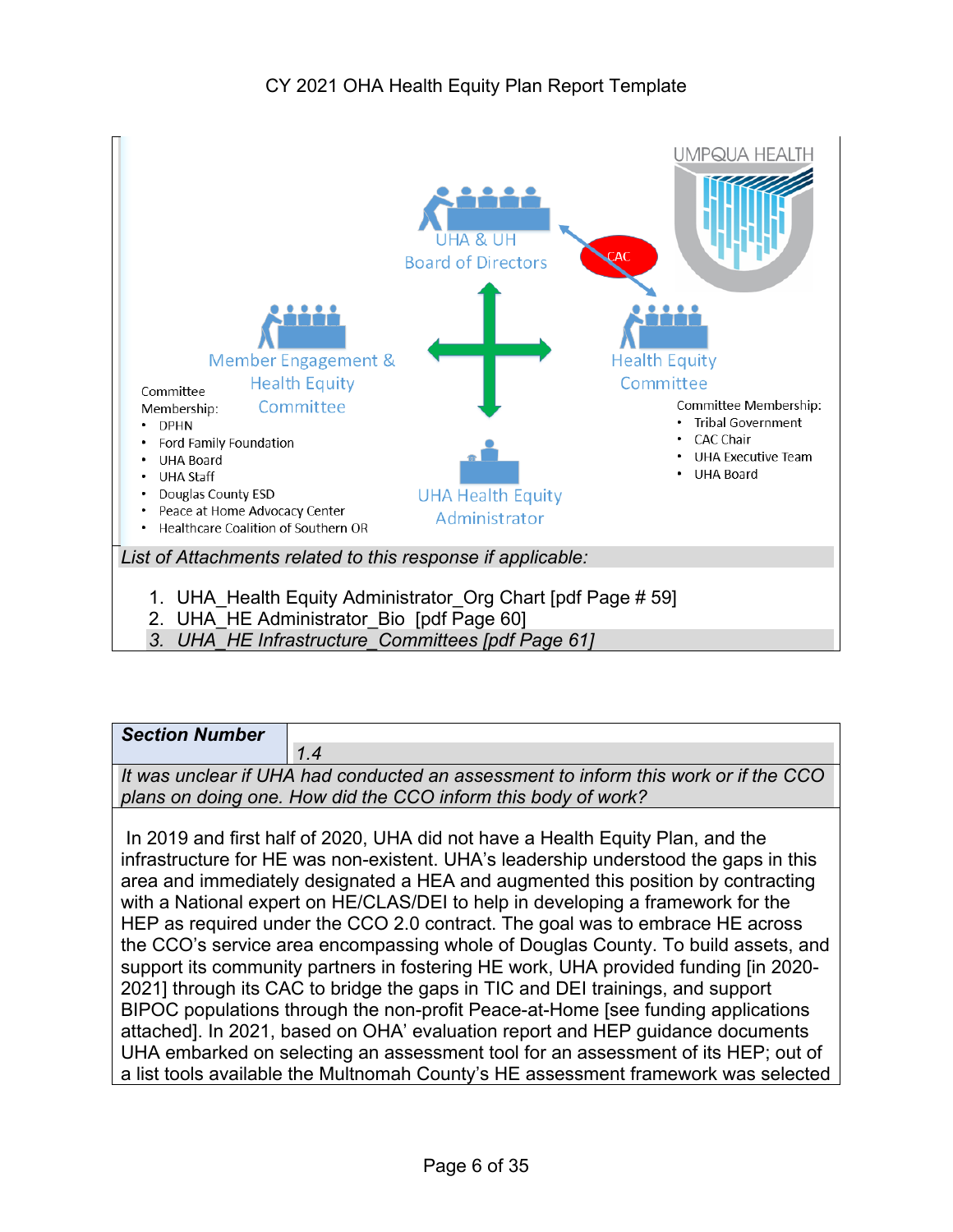UHA & UH Board of Directors

CAC

Member Engagement & Health Equity Committee

Committee Membership:

- DPHN
- Ford Family Foundation
- UHA Board
- UHA Staff
- Douglas County ESD
- Peace at Home Advocacy Center
- Healthcare Coalition of Southern OR

Health Equity Committee

Committee Membership:

- Tribal Government
- CAC Chair
- UHA Executive Team
- UHA Board

UHA Health Equity Administrator

*List of Attachments related to this response if applicable:*

1. UHA_Health Equity Administrator_Org Chart [pdf Page # 59]
2. UHA_HE Administrator_Bio [pdf Page 60]
3. *UHA_HE Infrastructure_Committees [pdf Page 61]*

| **Section Number** | *1.4* |
|---|---|

*It was unclear if UHA had conducted an assessment to inform this work or if the CCO plans on doing one. How did the CCO inform this body of work?*

In 2019 and first half of 2020, UHA did not have a Health Equity Plan, and the infrastructure for HE was non-existent. UHA's leadership understood the gaps in this area and immediately designated a HEA and augmented this position by contracting with a National expert on HE/CLAS/DEI to help in developing a framework for the HEP as required under the CCO 2.0 contract. The goal was to embrace HE across the CCO's service area encompassing whole of Douglas County. To build assets, and support its community partners in fostering HE work, UHA provided funding [in 2020-2021] through its CAC to bridge the gaps in TIC and DEI trainings, and support BIPOC populations through the non-profit Peace-at-Home [see funding applications attached]. In 2021, based on OHA' evaluation report and HEP guidance documents UHA embarked on selecting an assessment tool for an assessment of its HEP; out of a list tools available the Multnomah County's HE assessment framework was selected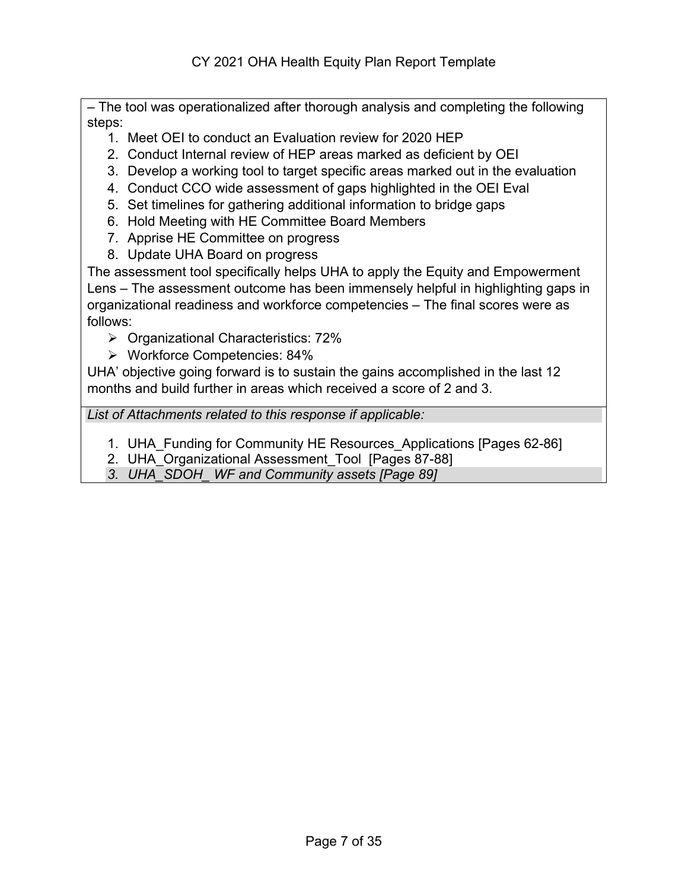– The tool was operationalized after thorough analysis and completing the following steps:

1. Meet OEI to conduct an Evaluation review for 2020 HEP
2. Conduct Internal review of HEP areas marked as deficient by OEI
3. Develop a working tool to target specific areas marked out in the evaluation
4. Conduct CCO wide assessment of gaps highlighted in the OEI Eval
5. Set timelines for gathering additional information to bridge gaps
6. Hold Meeting with HE Committee Board Members
7. Apprise HE Committee on progress
8. Update UHA Board on progress

The assessment tool specifically helps UHA to apply the Equity and Empowerment Lens – The assessment outcome has been immensely helpful in highlighting gaps in organizational readiness and workforce competencies – The final scores were as follows:

- Organizational Characteristics: 72%
- Workforce Competencies: 84%

UHA' objective going forward is to sustain the gains accomplished in the last 12 months and build further in areas which received a score of 2 and 3.

*List of Attachments related to this response if applicable:*

1. UHA_Funding for Community HE Resources_Applications [Pages 62-86]
2. UHA_Organizational Assessment_Tool [Pages 87-88]
3. *UHA_SDOH_ WF and Community assets [Page 89]*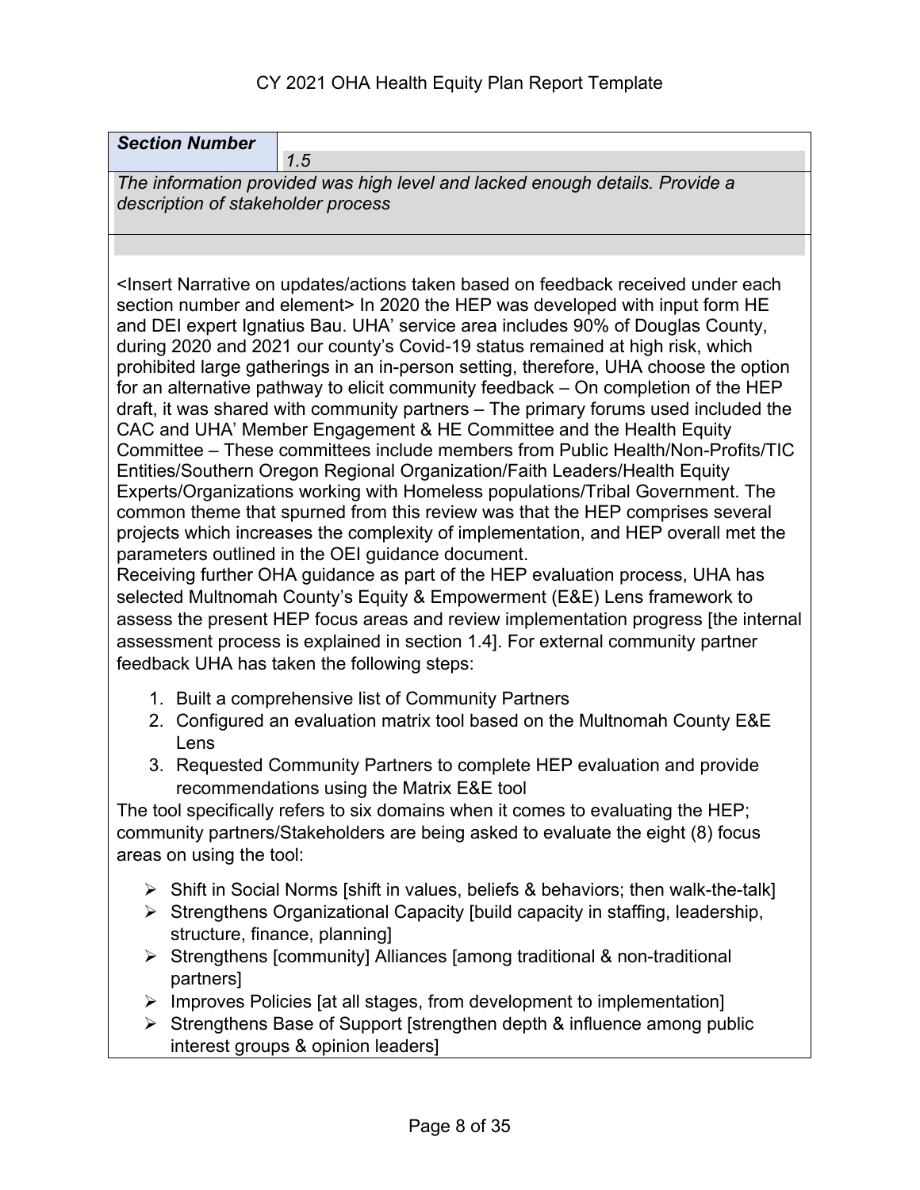| *Section Number* | *1.5* |
|---|---|
| *The information provided was high level and lacked enough details. Provide a description of stakeholder process* | |

<Insert Narrative on updates/actions taken based on feedback received under each section number and element> In 2020 the HEP was developed with input form HE and DEI expert Ignatius Bau. UHA' service area includes 90% of Douglas County, during 2020 and 2021 our county's Covid-19 status remained at high risk, which prohibited large gatherings in an in-person setting, therefore, UHA choose the option for an alternative pathway to elicit community feedback – On completion of the HEP draft, it was shared with community partners – The primary forums used included the CAC and UHA' Member Engagement & HE Committee and the Health Equity Committee – These committees include members from Public Health/Non-Profits/TIC Entities/Southern Oregon Regional Organization/Faith Leaders/Health Equity Experts/Organizations working with Homeless populations/Tribal Government. The common theme that spurned from this review was that the HEP comprises several projects which increases the complexity of implementation, and HEP overall met the parameters outlined in the OEI guidance document.

Receiving further OHA guidance as part of the HEP evaluation process, UHA has selected Multnomah County's Equity & Empowerment (E&E) Lens framework to assess the present HEP focus areas and review implementation progress [the internal assessment process is explained in section 1.4]. For external community partner feedback UHA has taken the following steps:

1. Built a comprehensive list of Community Partners
2. Configured an evaluation matrix tool based on the Multnomah County E&E Lens
3. Requested Community Partners to complete HEP evaluation and provide recommendations using the Matrix E&E tool

The tool specifically refers to six domains when it comes to evaluating the HEP; community partners/Stakeholders are being asked to evaluate the eight (8) focus areas on using the tool:

- Shift in Social Norms [shift in values, beliefs & behaviors; then walk-the-talk]
- Strengthens Organizational Capacity [build capacity in staffing, leadership, structure, finance, planning]
- Strengthens [community] Alliances [among traditional & non-traditional partners]
- Improves Policies [at all stages, from development to implementation]
- Strengthens Base of Support [strengthen depth & influence among public interest groups & opinion leaders]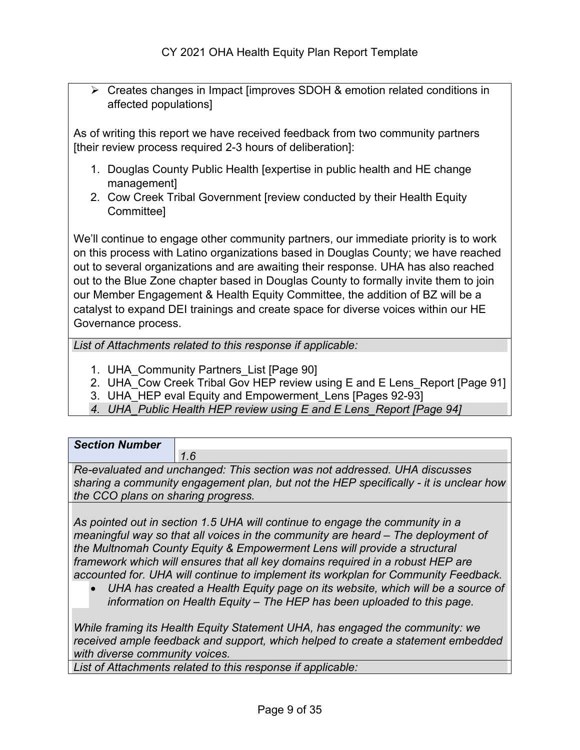- Creates changes in Impact [improves SDOH & emotion related conditions in affected populations]

As of writing this report we have received feedback from two community partners [their review process required 2-3 hours of deliberation]:

1. Douglas County Public Health [expertise in public health and HE change management]
2. Cow Creek Tribal Government [review conducted by their Health Equity Committee]

We'll continue to engage other community partners, our immediate priority is to work on this process with Latino organizations based in Douglas County; we have reached out to several organizations and are awaiting their response. UHA has also reached out to the Blue Zone chapter based in Douglas County to formally invite them to join our Member Engagement & Health Equity Committee, the addition of BZ will be a catalyst to expand DEI trainings and create space for diverse voices within our HE Governance process.

*List of Attachments related to this response if applicable:*

1. UHA_Community Partners_List [Page 90]
2. UHA_Cow Creek Tribal Gov HEP review using E and E Lens_Report [Page 91]
3. UHA_HEP eval Equity and Empowerment_Lens [Pages 92-93]
4. *UHA_Public Health HEP review using E and E Lens_Report [Page 94]*

| ***Section Number*** | *1.6* |
|---|---|

*Re-evaluated and unchanged: This section was not addressed. UHA discusses sharing a community engagement plan, but not the HEP specifically - it is unclear how the CCO plans on sharing progress.*

*As pointed out in section 1.5 UHA will continue to engage the community in a meaningful way so that all voices in the community are heard – The deployment of the Multnomah County Equity & Empowerment Lens will provide a structural framework which will ensures that all key domains required in a robust HEP are accounted for. UHA will continue to implement its workplan for Community Feedback.*

- *UHA has created a Health Equity page on its website, which will be a source of information on Health Equity – The HEP has been uploaded to this page.*

*While framing its Health Equity Statement UHA, has engaged the community: we received ample feedback and support, which helped to create a statement embedded with diverse community voices.*

*List of Attachments related to this response if applicable:*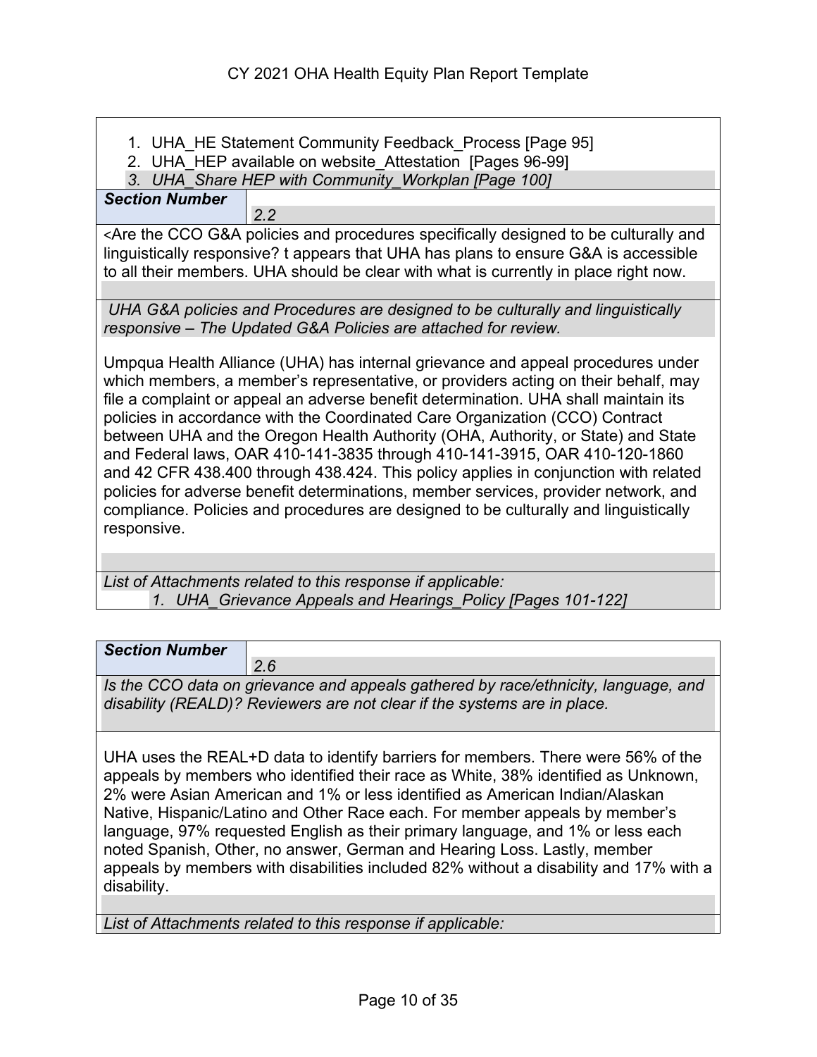1. UHA_HE Statement Community Feedback_Process [Page 95]
2. UHA_HEP available on website_Attestation [Pages 96-99]
3. *UHA_Share HEP with Community_Workplan [Page 100]*

| ***Section Number*** | *2.2* |
|---|---|

<Are the CCO G&A policies and procedures specifically designed to be culturally and linguistically responsive? t appears that UHA has plans to ensure G&A is accessible to all their members. UHA should be clear with what is currently in place right now.

*UHA G&A policies and Procedures are designed to be culturally and linguistically responsive – The Updated G&A Policies are attached for review.*

Umpqua Health Alliance (UHA) has internal grievance and appeal procedures under which members, a member's representative, or providers acting on their behalf, may file a complaint or appeal an adverse benefit determination. UHA shall maintain its policies in accordance with the Coordinated Care Organization (CCO) Contract between UHA and the Oregon Health Authority (OHA, Authority, or State) and State and Federal laws, OAR 410-141-3835 through 410-141-3915, OAR 410-120-1860 and 42 CFR 438.400 through 438.424. This policy applies in conjunction with related policies for adverse benefit determinations, member services, provider network, and compliance. Policies and procedures are designed to be culturally and linguistically responsive.

*List of Attachments related to this response if applicable:*

1. *UHA_Grievance Appeals and Hearings_Policy [Pages 101-122]*

| ***Section Number*** | *2.6* |
|---|---|

*Is the CCO data on grievance and appeals gathered by race/ethnicity, language, and disability (REALD)? Reviewers are not clear if the systems are in place.*

UHA uses the REAL+D data to identify barriers for members. There were 56% of the appeals by members who identified their race as White, 38% identified as Unknown, 2% were Asian American and 1% or less identified as American Indian/Alaskan Native, Hispanic/Latino and Other Race each. For member appeals by member's language, 97% requested English as their primary language, and 1% or less each noted Spanish, Other, no answer, German and Hearing Loss. Lastly, member appeals by members with disabilities included 82% without a disability and 17% with a disability.

*List of Attachments related to this response if applicable:*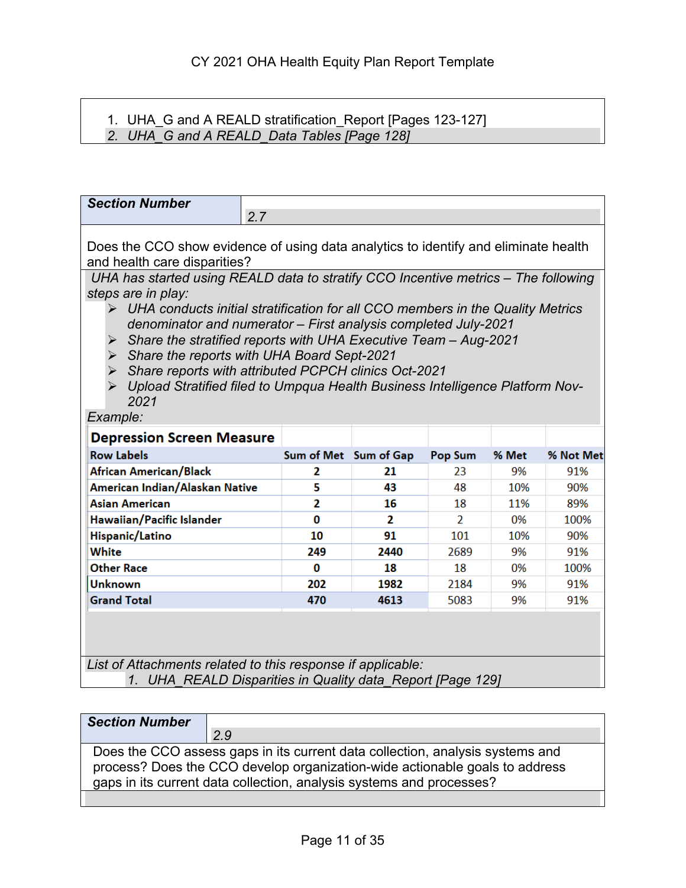1. UHA_G and A REALD stratification_Report [Pages 123-127]
2. *UHA_G and A REALD_Data Tables [Page 128]*

| **Section Number** | *2.7* |
|---|---|

Does the CCO show evidence of using data analytics to identify and eliminate health and health care disparities?

*UHA has started using REALD data to stratify CCO Incentive metrics – The following steps are in play:*

- *UHA conducts initial stratification for all CCO members in the Quality Metrics denominator and numerator – First analysis completed July-2021*
- *Share the stratified reports with UHA Executive Team – Aug-2021*
- *Share the reports with UHA Board Sept-2021*
- *Share reports with attributed PCPCH clinics Oct-2021*
- *Upload Stratified filed to Umpqua Health Business Intelligence Platform Nov-2021*

*Example:*

**Depression Screen Measure**

| Row Labels | Sum of Met | Sum of Gap | Pop Sum | % Met | % Not Met |
|---|---|---|---|---|---|
| African American/Black | 2 | 21 | 23 | 9% | 91% |
| American Indian/Alaskan Native | 5 | 43 | 48 | 10% | 90% |
| Asian American | 2 | 16 | 18 | 11% | 89% |
| Hawaiian/Pacific Islander | 0 | 2 | 2 | 0% | 100% |
| Hispanic/Latino | 10 | 91 | 101 | 10% | 90% |
| White | 249 | 2440 | 2689 | 9% | 91% |
| Other Race | 0 | 18 | 18 | 0% | 100% |
| Unknown | 202 | 1982 | 2184 | 9% | 91% |
| Grand Total | 470 | 4613 | 5083 | 9% | 91% |

*List of Attachments related to this response if applicable:*

1. *UHA_REALD Disparities in Quality data_Report [Page 129]*

| **Section Number** | *2.9* |
|---|---|

Does the CCO assess gaps in its current data collection, analysis systems and process? Does the CCO develop organization-wide actionable goals to address gaps in its current data collection, analysis systems and processes?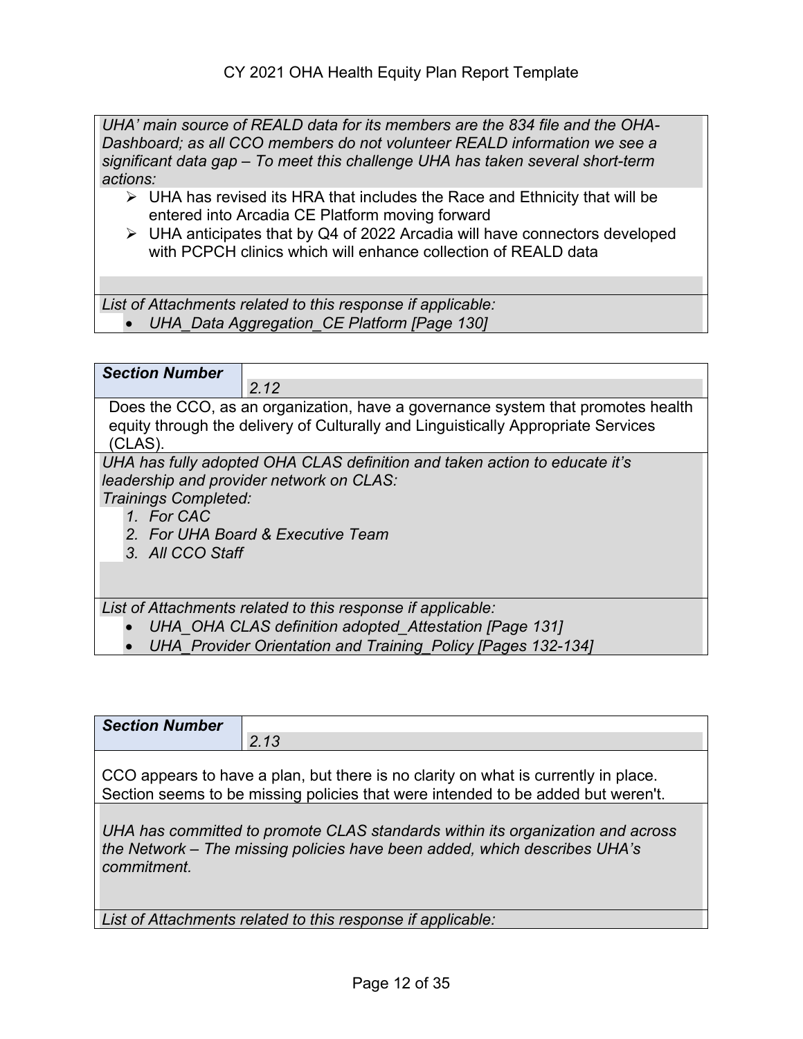*UHA' main source of REALD data for its members are the 834 file and the OHA-Dashboard; as all CCO members do not volunteer REALD information we see a significant data gap – To meet this challenge UHA has taken several short-term actions:*

- UHA has revised its HRA that includes the Race and Ethnicity that will be entered into Arcadia CE Platform moving forward
- UHA anticipates that by Q4 of 2022 Arcadia will have connectors developed with PCPCH clinics which will enhance collection of REALD data

*List of Attachments related to this response if applicable:*

- *UHA_Data Aggregation_CE Platform [Page 130]*

| **Section Number** | *2.12* |
|---|---|

Does the CCO, as an organization, have a governance system that promotes health equity through the delivery of Culturally and Linguistically Appropriate Services (CLAS).

*UHA has fully adopted OHA CLAS definition and taken action to educate it's leadership and provider network on CLAS:*
*Trainings Completed:*

1. *For CAC*
2. *For UHA Board & Executive Team*
3. *All CCO Staff*

*List of Attachments related to this response if applicable:*

- *UHA_OHA CLAS definition adopted_Attestation [Page 131]*
- *UHA_Provider Orientation and Training_Policy [Pages 132-134]*

| **Section Number** | *2.13* |
|---|---|

CCO appears to have a plan, but there is no clarity on what is currently in place. Section seems to be missing policies that were intended to be added but weren't.

*UHA has committed to promote CLAS standards within its organization and across the Network – The missing policies have been added, which describes UHA's commitment.*

*List of Attachments related to this response if applicable:*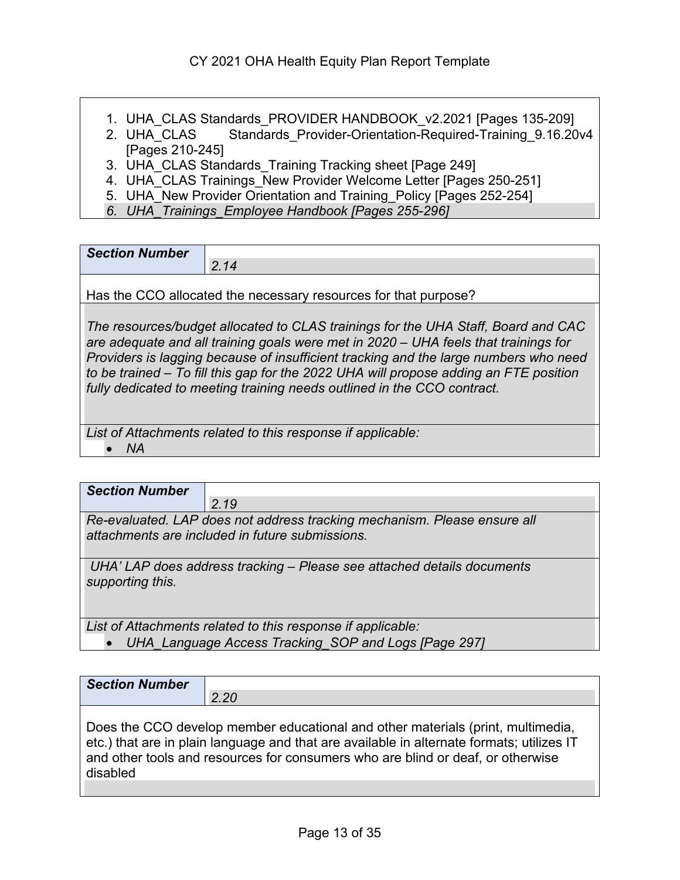1. UHA_CLAS Standards_PROVIDER HANDBOOK_v2.2021 [Pages 135-209]
2. UHA_CLAS Standards_Provider-Orientation-Required-Training_9.16.20v4 [Pages 210-245]
3. UHA_CLAS Standards_Training Tracking sheet [Page 249]
4. UHA_CLAS Trainings_New Provider Welcome Letter [Pages 250-251]
5. UHA_New Provider Orientation and Training_Policy [Pages 252-254]
6. *UHA_Trainings_Employee Handbook [Pages 255-296]*

| ***Section Number*** | *2.14* |
|---|---|

Has the CCO allocated the necessary resources for that purpose?

*The resources/budget allocated to CLAS trainings for the UHA Staff, Board and CAC are adequate and all training goals were met in 2020 – UHA feels that trainings for Providers is lagging because of insufficient tracking and the large numbers who need to be trained – To fill this gap for the 2022 UHA will propose adding an FTE position fully dedicated to meeting training needs outlined in the CCO contract.*

*List of Attachments related to this response if applicable:*

- *NA*

| ***Section Number*** | *2.19* |
|---|---|

*Re-evaluated. LAP does not address tracking mechanism. Please ensure all attachments are included in future submissions.*

*UHA' LAP does address tracking – Please see attached details documents supporting this.*

*List of Attachments related to this response if applicable:*

- *UHA_Language Access Tracking_SOP and Logs [Page 297]*

| ***Section Number*** | *2.20* |
|---|---|

Does the CCO develop member educational and other materials (print, multimedia, etc.) that are in plain language and that are available in alternate formats; utilizes IT and other tools and resources for consumers who are blind or deaf, or otherwise disabled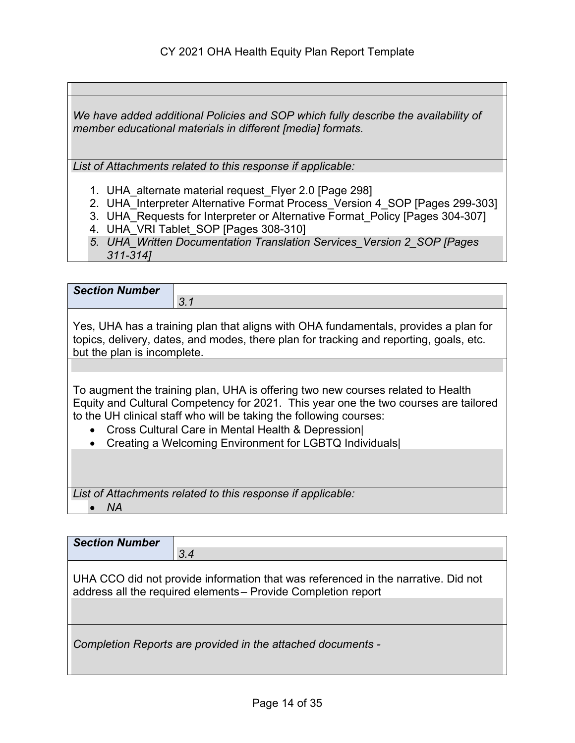*We have added additional Policies and SOP which fully describe the availability of member educational materials in different [media] formats.*

*List of Attachments related to this response if applicable:*

1. UHA_alternate material request_Flyer 2.0 [Page 298]
2. UHA_Interpreter Alternative Format Process_Version 4_SOP [Pages 299-303]
3. UHA_Requests for Interpreter or Alternative Format_Policy [Pages 304-307]
4. UHA_VRI Tablet_SOP [Pages 308-310]
5. *UHA_Written Documentation Translation Services_Version 2_SOP [Pages 311-314]*

| ***Section Number*** | *3.1* |
|---|---|

Yes, UHA has a training plan that aligns with OHA fundamentals, provides a plan for topics, delivery, dates, and modes, there plan for tracking and reporting, goals, etc. but the plan is incomplete.

To augment the training plan, UHA is offering two new courses related to Health Equity and Cultural Competency for 2021. This year one the two courses are tailored to the UH clinical staff who will be taking the following courses:

- Cross Cultural Care in Mental Health & Depression|
- Creating a Welcoming Environment for LGBTQ Individuals|

*List of Attachments related to this response if applicable:*

- *NA*

| ***Section Number*** | *3.4* |
|---|---|

UHA CCO did not provide information that was referenced in the narrative. Did not address all the required elements – Provide Completion report

*Completion Reports are provided in the attached documents -*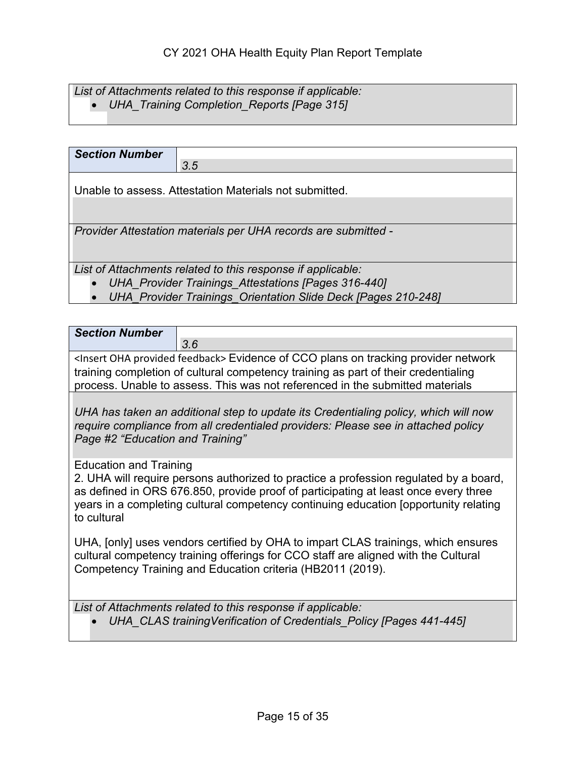*List of Attachments related to this response if applicable:*

- *UHA_Training Completion_Reports [Page 315]*

| ***Section Number*** | *3.5* |
|---|---|

Unable to assess. Attestation Materials not submitted.

*Provider Attestation materials per UHA records are submitted -*

*List of Attachments related to this response if applicable:*

- *UHA_Provider Trainings_Attestations [Pages 316-440]*
- *UHA_Provider Trainings_Orientation Slide Deck [Pages 210-248]*

| ***Section Number*** | *3.6* |
|---|---|

<Insert OHA provided feedback> Evidence of CCO plans on tracking provider network training completion of cultural competency training as part of their credentialing process. Unable to assess. This was not referenced in the submitted materials

*UHA has taken an additional step to update its Credentialing policy, which will now require compliance from all credentialed providers: Please see in attached policy Page #2 "Education and Training"*

Education and Training

2. UHA will require persons authorized to practice a profession regulated by a board, as defined in ORS 676.850, provide proof of participating at least once every three years in a completing cultural competency continuing education [opportunity relating to cultural

UHA, [only] uses vendors certified by OHA to impart CLAS trainings, which ensures cultural competency training offerings for CCO staff are aligned with the Cultural Competency Training and Education criteria (HB2011 (2019).

*List of Attachments related to this response if applicable:*

- *UHA_CLAS trainingVerification of Credentials_Policy [Pages 441-445]*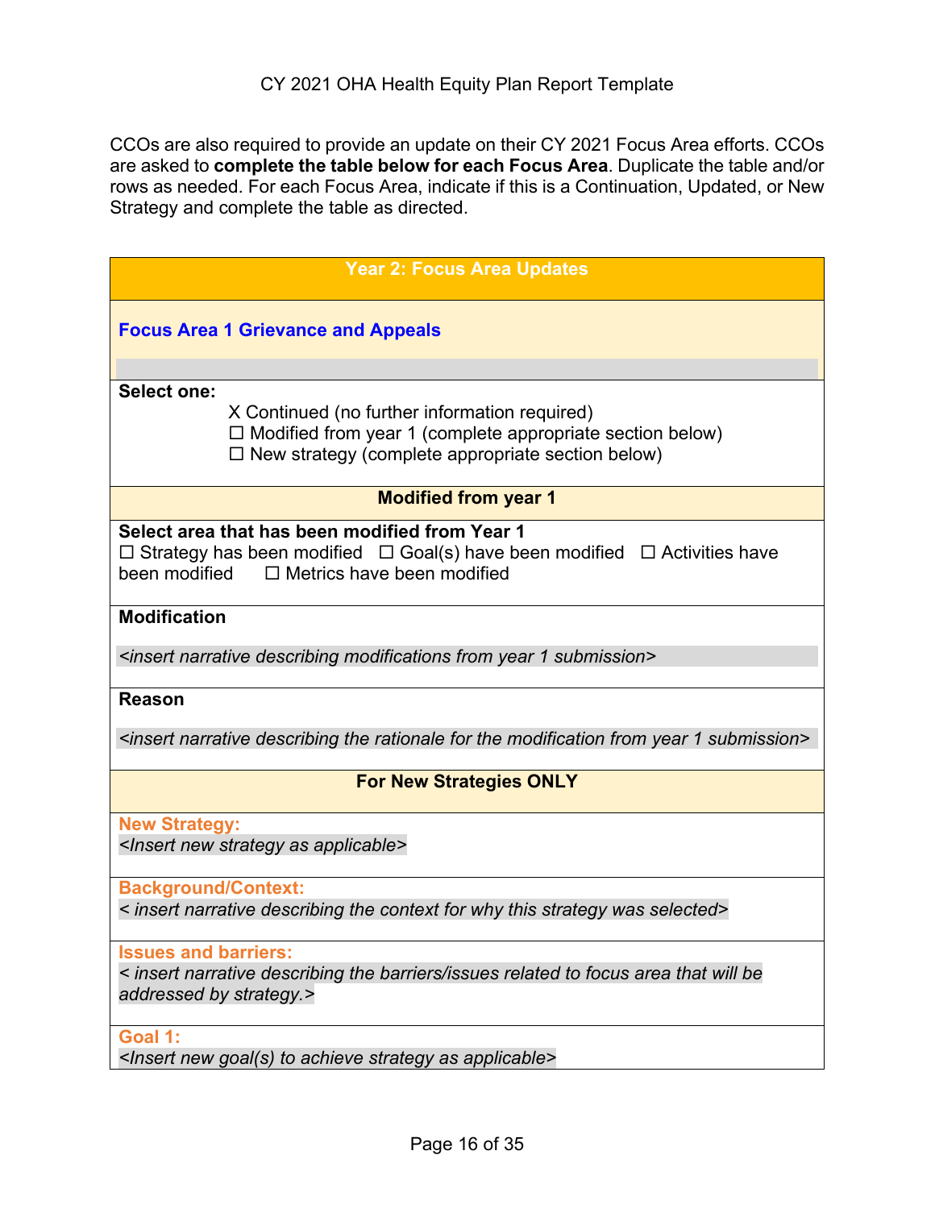CCOs are also required to provide an update on their CY 2021 Focus Area efforts. CCOs are asked to **complete the table below for each Focus Area**. Duplicate the table and/or rows as needed. For each Focus Area, indicate if this is a Continuation, Updated, or New Strategy and complete the table as directed.

| **Year 2: Focus Area Updates** |
|---|
| **Focus Area 1 Grievance and Appeals** |
| **Select one:**<br>X Continued (no further information required)<br>☐ Modified from year 1 (complete appropriate section below)<br>☐ New strategy (complete appropriate section below) |
| **Modified from year 1** |
| **Select area that has been modified from Year 1**<br>☐ Strategy has been modified ☐ Goal(s) have been modified ☐ Activities have been modified ☐ Metrics have been modified |
| **Modification**<br><br>*<insert narrative describing modifications from year 1 submission>* |
| **Reason**<br><br>*<insert narrative describing the rationale for the modification from year 1 submission>* |
| **For New Strategies ONLY** |
| **New Strategy:**<br>*<Insert new strategy as applicable>* |
| **Background/Context:**<br>*< insert narrative describing the context for why this strategy was selected>* |
| **Issues and barriers:**<br>*< insert narrative describing the barriers/issues related to focus area that will be addressed by strategy.>* |
| **Goal 1:**<br>*<Insert new goal(s) to achieve strategy as applicable>* |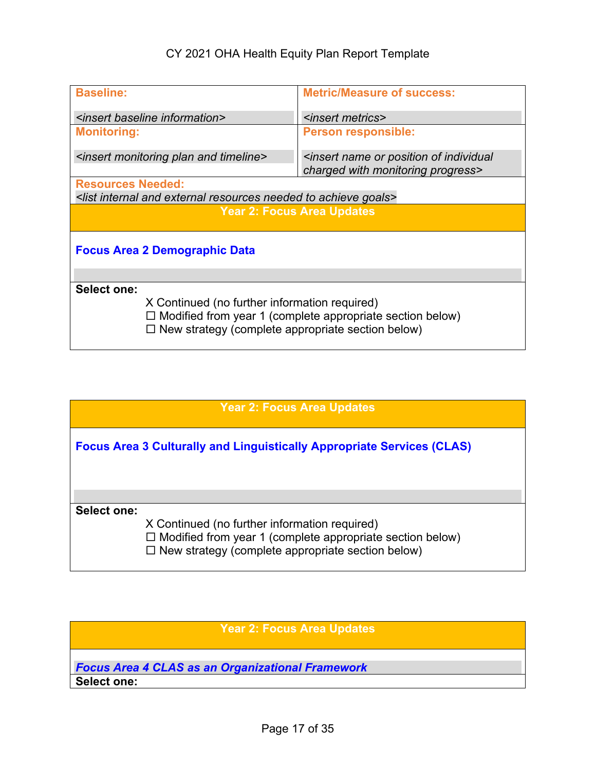| **Baseline:** | **Metric/Measure of success:** |
| --- | --- |
| *<insert baseline information>* | *<insert metrics>* |
| **Monitoring:** | **Person responsible:** |
| *<insert monitoring plan and timeline>* | *<insert name or position of individual charged with monitoring progress>* |

**Resources Needed:**
*<list internal and external resources needed to achieve goals>*

**Year 2: Focus Area Updates**

**Focus Area 2 Demographic Data**

**Select one:**

X Continued (no further information required)
☐ Modified from year 1 (complete appropriate section below)
☐ New strategy (complete appropriate section below)

**Year 2: Focus Area Updates**

**Focus Area 3 Culturally and Linguistically Appropriate Services (CLAS)**

**Select one:**

X Continued (no further information required)
☐ Modified from year 1 (complete appropriate section below)
☐ New strategy (complete appropriate section below)

**Year 2: Focus Area Updates**

***Focus Area 4 CLAS as an Organizational Framework***

**Select one:**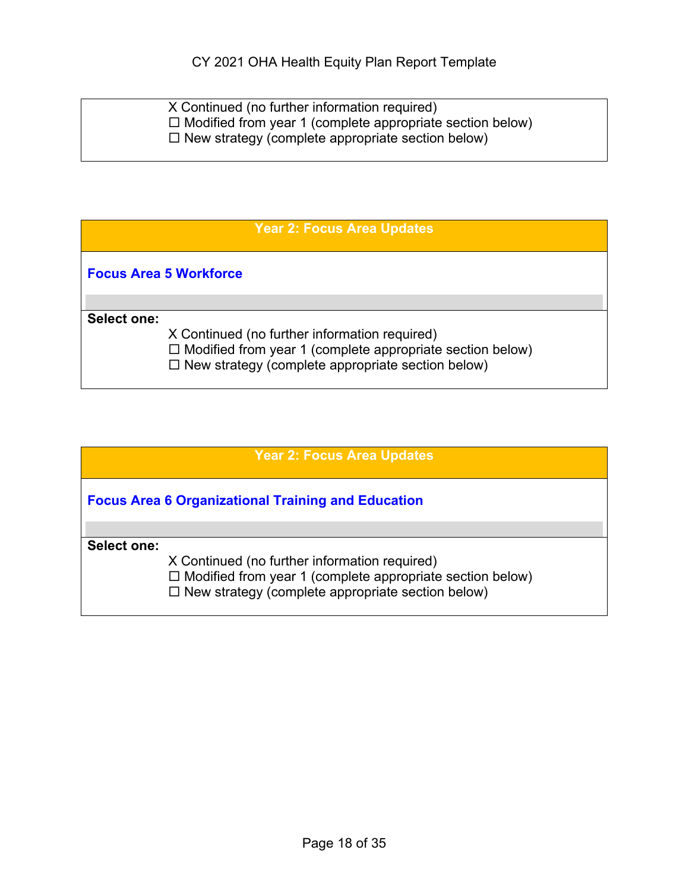X Continued (no further information required)
☐ Modified from year 1 (complete appropriate section below)
☐ New strategy (complete appropriate section below)

## Year 2: Focus Area Updates

### Focus Area 5 Workforce

**Select one:**

X Continued (no further information required)
☐ Modified from year 1 (complete appropriate section below)
☐ New strategy (complete appropriate section below)

## Year 2: Focus Area Updates

### Focus Area 6 Organizational Training and Education

**Select one:**

X Continued (no further information required)
☐ Modified from year 1 (complete appropriate section below)
☐ New strategy (complete appropriate section below)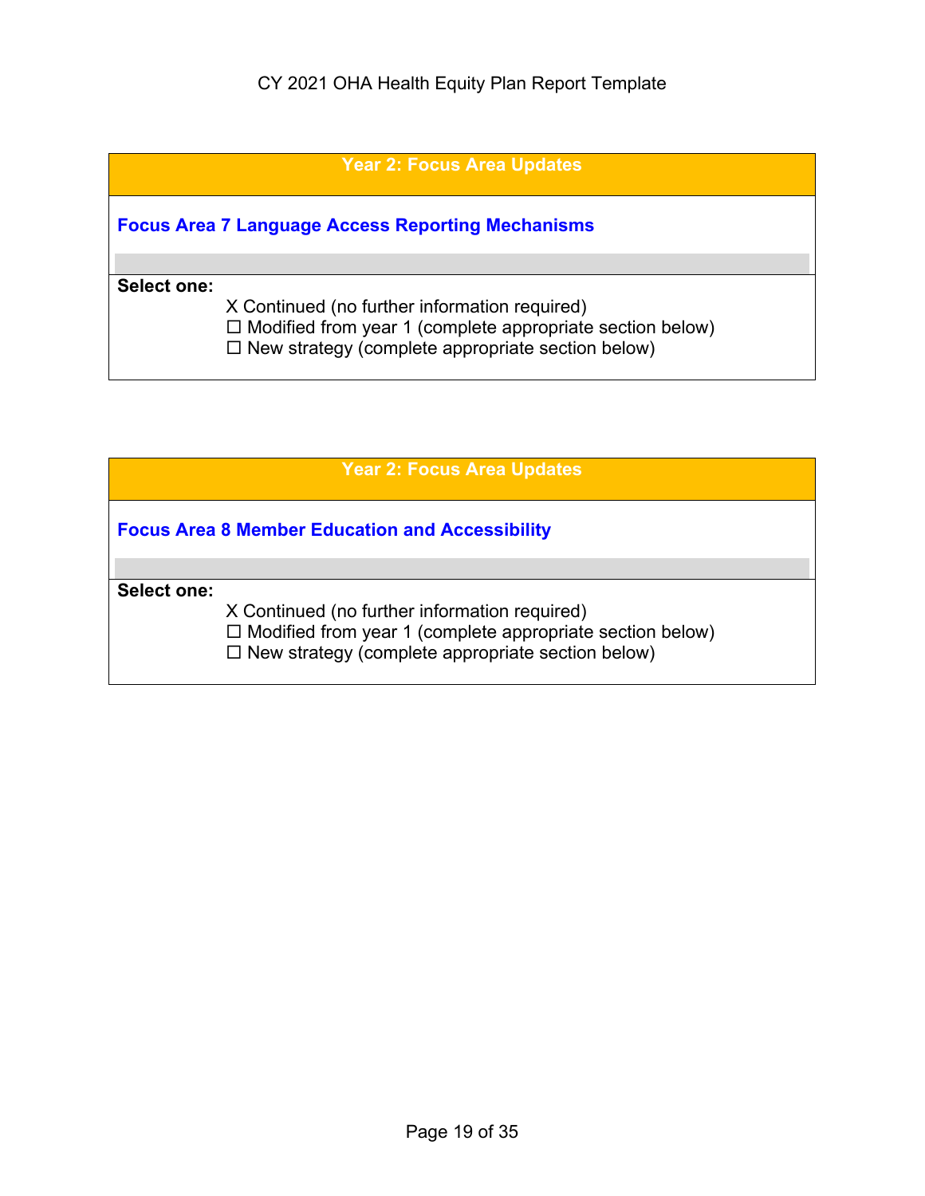| Year 2: Focus Area Updates |
|---|
| **Focus Area 7 Language Access Reporting Mechanisms** |
| |
| **Select one:**<br>X Continued (no further information required)<br>☐ Modified from year 1 (complete appropriate section below)<br>☐ New strategy (complete appropriate section below) |

| Year 2: Focus Area Updates |
|---|
| **Focus Area 8 Member Education and Accessibility** |
| |
| **Select one:**<br>X Continued (no further information required)<br>☐ Modified from year 1 (complete appropriate section below)<br>☐ New strategy (complete appropriate section below) |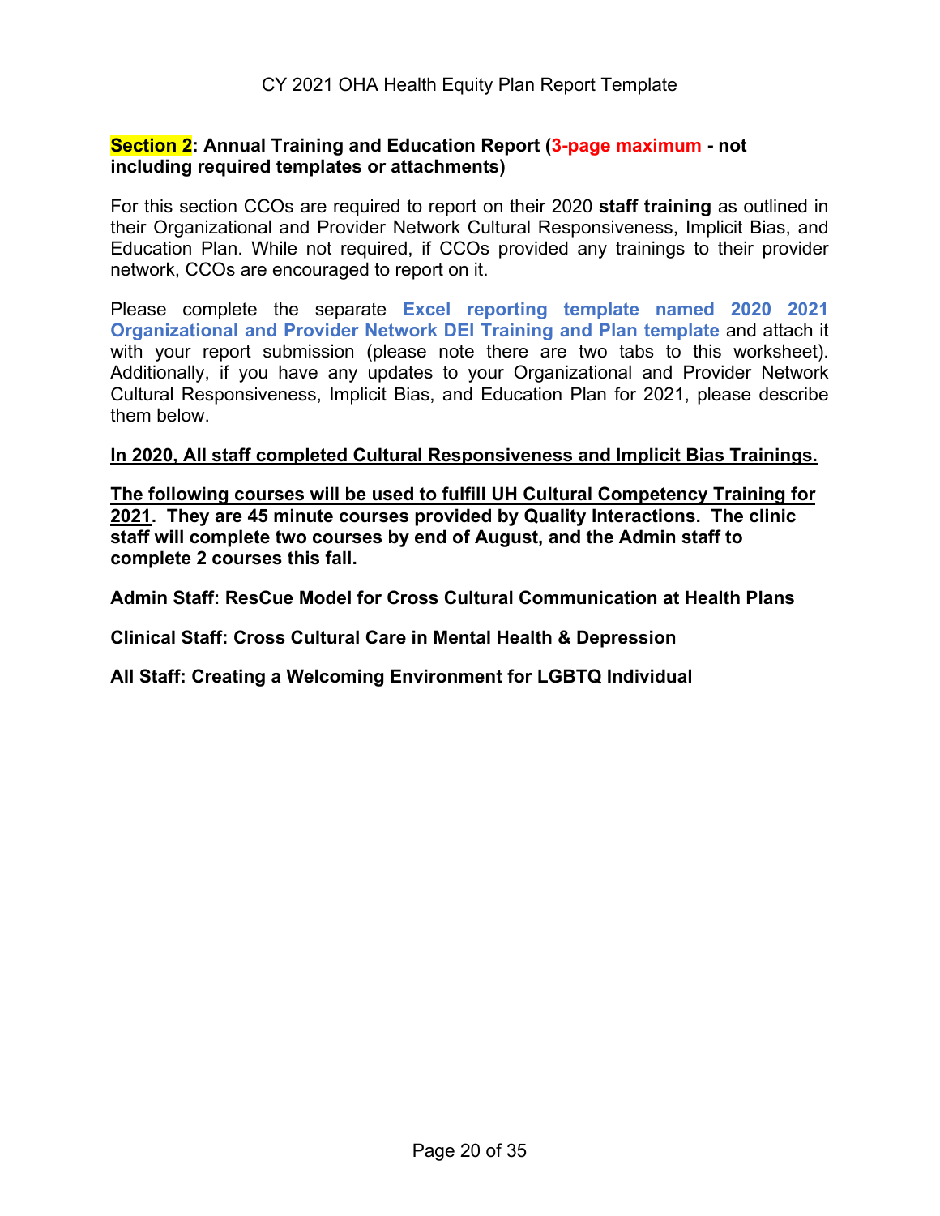**Section 2: Annual Training and Education Report (3-page maximum - not including required templates or attachments)**

For this section CCOs are required to report on their 2020 **staff training** as outlined in their Organizational and Provider Network Cultural Responsiveness, Implicit Bias, and Education Plan. While not required, if CCOs provided any trainings to their provider network, CCOs are encouraged to report on it.

Please complete the separate **Excel reporting template named 2020 2021 Organizational and Provider Network DEI Training and Plan template** and attach it with your report submission (please note there are two tabs to this worksheet). Additionally, if you have any updates to your Organizational and Provider Network Cultural Responsiveness, Implicit Bias, and Education Plan for 2021, please describe them below.

**In 2020, All staff completed Cultural Responsiveness and Implicit Bias Trainings.**

**The following courses will be used to fulfill UH Cultural Competency Training for 2021. They are 45 minute courses provided by Quality Interactions. The clinic staff will complete two courses by end of August, and the Admin staff to complete 2 courses this fall.**

**Admin Staff: ResCue Model for Cross Cultural Communication at Health Plans**

**Clinical Staff: Cross Cultural Care in Mental Health & Depression**

**All Staff: Creating a Welcoming Environment for LGBTQ Individual**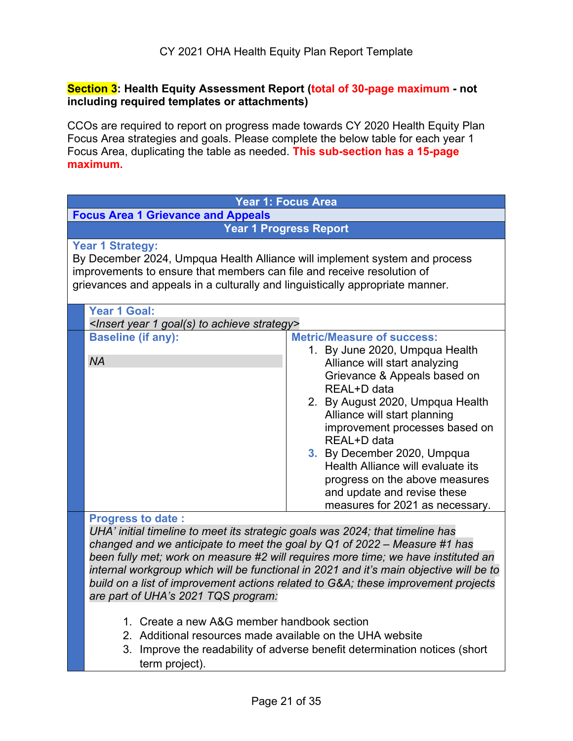**Section 3: Health Equity Assessment Report (total of 30-page maximum - not including required templates or attachments)**

CCOs are required to report on progress made towards CY 2020 Health Equity Plan Focus Area strategies and goals. Please complete the below table for each year 1 Focus Area, duplicating the table as needed. **This sub-section has a 15-page maximum.**

| Year 1: Focus Area | |
|---|---|
| **Focus Area 1 Grievance and Appeals** | |
| **Year 1 Progress Report** | |
| **Year 1 Strategy:**<br>By December 2024, Umpqua Health Alliance will implement system and process improvements to ensure that members can file and receive resolution of grievances and appeals in a culturally and linguistically appropriate manner. | |
| **Year 1 Goal:**<br>*<Insert year 1 goal(s) to achieve strategy>* | |
| **Baseline (if any):**<br><br>*NA* | **Metric/Measure of success:**<br>1. By June 2020, Umpqua Health Alliance will start analyzing Grievance & Appeals based on REAL+D data<br>2. By August 2020, Umpqua Health Alliance will start planning improvement processes based on REAL+D data<br>3. By December 2020, Umpqua Health Alliance will evaluate its progress on the above measures and update and revise these measures for 2021 as necessary. |
| **Progress to date :**<br>*UHA' initial timeline to meet its strategic goals was 2024; that timeline has changed and we anticipate to meet the goal by Q1 of 2022 – Measure #1 has been fully met; work on measure #2 will requires more time; we have instituted an internal workgroup which will be functional in 2021 and it's main objective will be to build on a list of improvement actions related to G&A; these improvement projects are part of UHA's 2021 TQS program:*<br><br>1. Create a new A&G member handbook section<br>2. Additional resources made available on the UHA website<br>3. Improve the readability of adverse benefit determination notices (short term project). | |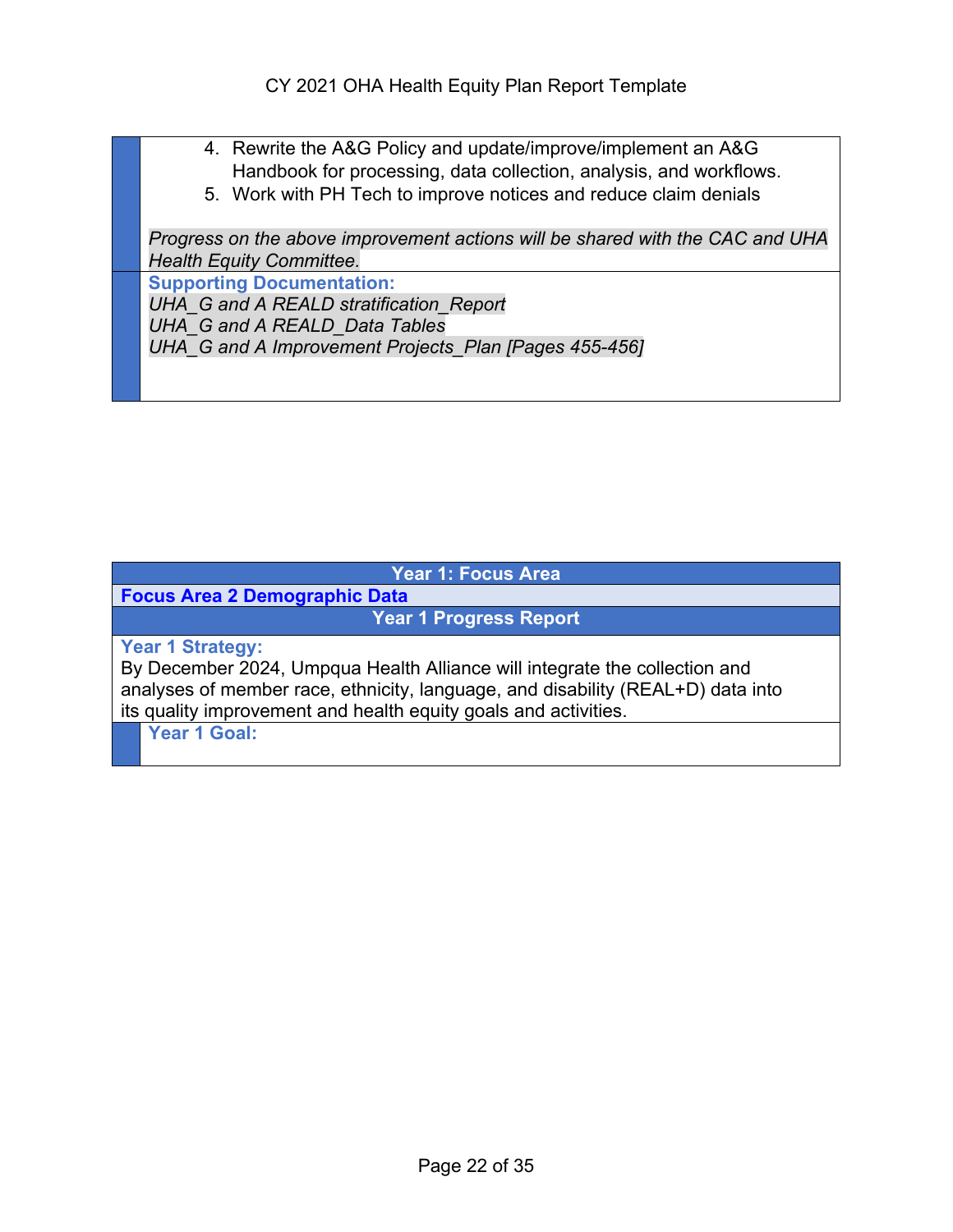4. Rewrite the A&G Policy and update/improve/implement an A&G Handbook for processing, data collection, analysis, and workflows.
5. Work with PH Tech to improve notices and reduce claim denials

*Progress on the above improvement actions will be shared with the CAC and UHA Health Equity Committee.*

**Supporting Documentation:**

*UHA_G and A REALD stratification_Report*
*UHA_G and A REALD_Data Tables*
*UHA_G and A Improvement Projects_Plan [Pages 455-456]*

| Year 1: Focus Area |
|---|
| **Focus Area 2 Demographic Data** |
| **Year 1 Progress Report** |
| **Year 1 Strategy:** By December 2024, Umpqua Health Alliance will integrate the collection and analyses of member race, ethnicity, language, and disability (REAL+D) data into its quality improvement and health equity goals and activities. |
| **Year 1 Goal:** |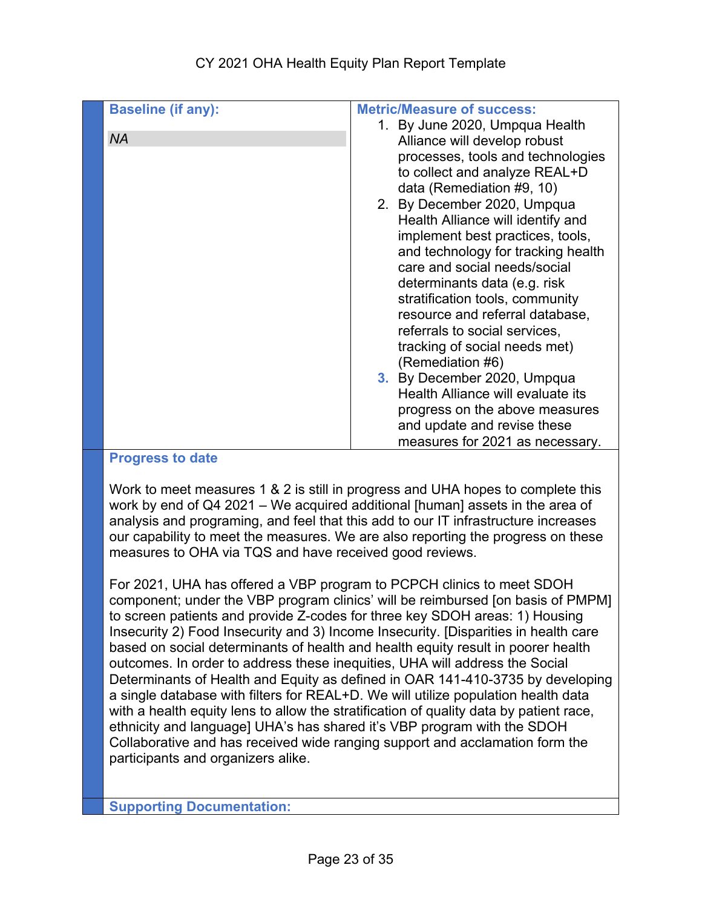| Baseline (if any): | Metric/Measure of success: |
| --- | --- |
| *NA* | 1. By June 2020, Umpqua Health Alliance will develop robust processes, tools and technologies to collect and analyze REAL+D data (Remediation #9, 10)<br>2. By December 2020, Umpqua Health Alliance will identify and implement best practices, tools, and technology for tracking health care and social needs/social determinants data (e.g. risk stratification tools, community resource and referral database, referrals to social services, tracking of social needs met) (Remediation #6)<br>3. By December 2020, Umpqua Health Alliance will evaluate its progress on the above measures and update and revise these measures for 2021 as necessary. |

**Progress to date**

Work to meet measures 1 & 2 is still in progress and UHA hopes to complete this work by end of Q4 2021 – We acquired additional [human] assets in the area of analysis and programing, and feel that this add to our IT infrastructure increases our capability to meet the measures. We are also reporting the progress on these measures to OHA via TQS and have received good reviews.

For 2021, UHA has offered a VBP program to PCPCH clinics to meet SDOH component; under the VBP program clinics' will be reimbursed [on basis of PMPM] to screen patients and provide Z-codes for three key SDOH areas: 1) Housing Insecurity 2) Food Insecurity and 3) Income Insecurity. [Disparities in health care based on social determinants of health and health equity result in poorer health outcomes. In order to address these inequities, UHA will address the Social Determinants of Health and Equity as defined in OAR 141-410-3735 by developing a single database with filters for REAL+D. We will utilize population health data with a health equity lens to allow the stratification of quality data by patient race, ethnicity and language] UHA's has shared it's VBP program with the SDOH Collaborative and has received wide ranging support and acclamation form the participants and organizers alike.

**Supporting Documentation:**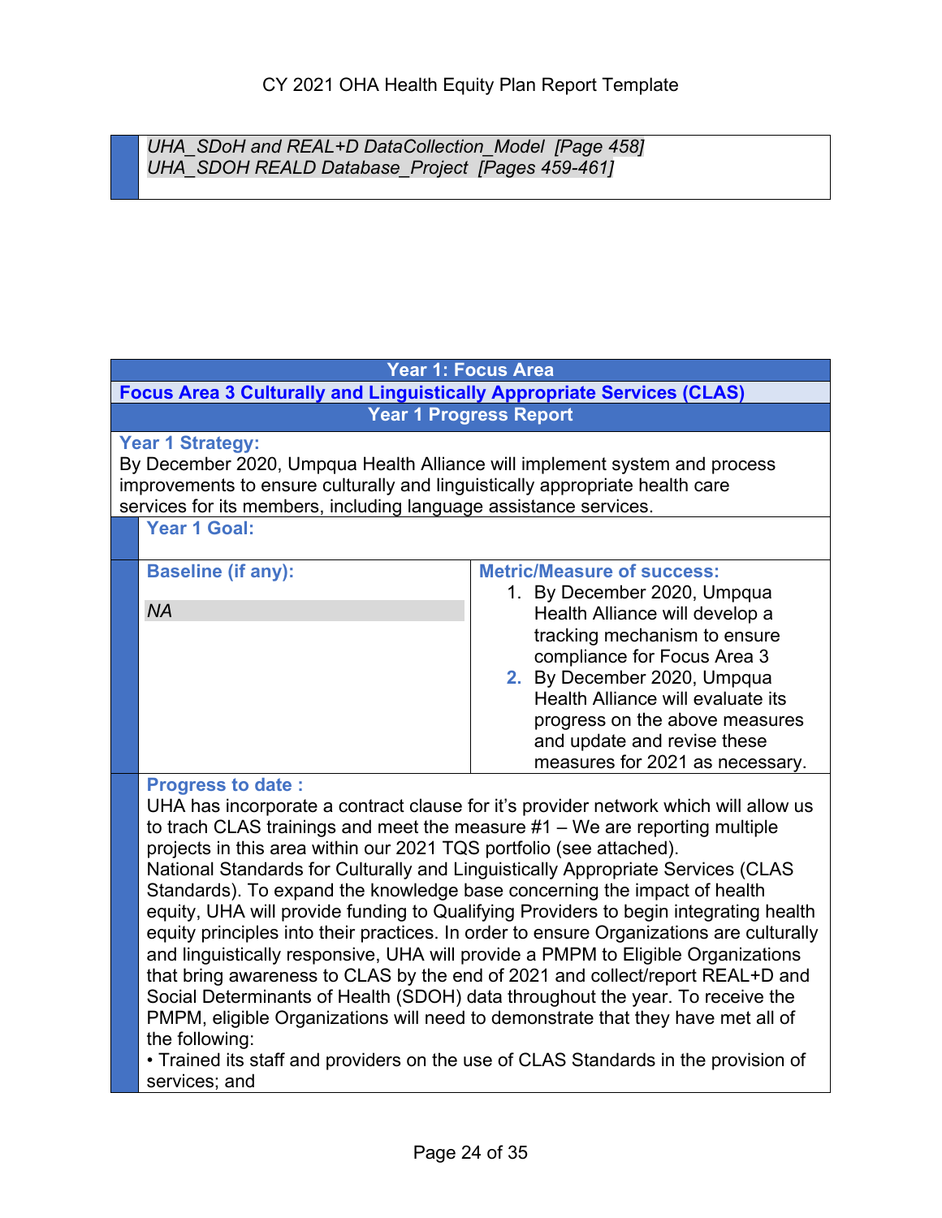*UHA_SDoH and REAL+D DataCollection_Model [Page 458]*
*UHA_SDOH REALD Database_Project [Pages 459-461]*

## Year 1: Focus Area

### Focus Area 3 Culturally and Linguistically Appropriate Services (CLAS)

### Year 1 Progress Report

**Year 1 Strategy:**
By December 2020, Umpqua Health Alliance will implement system and process improvements to ensure culturally and linguistically appropriate health care services for its members, including language assistance services.

**Year 1 Goal:**

| Baseline (if any): | Metric/Measure of success: |
|---|---|
| *NA* | 1. By December 2020, Umpqua Health Alliance will develop a tracking mechanism to ensure compliance for Focus Area 3<br>2. By December 2020, Umpqua Health Alliance will evaluate its progress on the above measures and update and revise these measures for 2021 as necessary. |

**Progress to date :**
UHA has incorporate a contract clause for it's provider network which will allow us to trach CLAS trainings and meet the measure #1 – We are reporting multiple projects in this area within our 2021 TQS portfolio (see attached).
National Standards for Culturally and Linguistically Appropriate Services (CLAS Standards). To expand the knowledge base concerning the impact of health equity, UHA will provide funding to Qualifying Providers to begin integrating health equity principles into their practices. In order to ensure Organizations are culturally and linguistically responsive, UHA will provide a PMPM to Eligible Organizations that bring awareness to CLAS by the end of 2021 and collect/report REAL+D and Social Determinants of Health (SDOH) data throughout the year. To receive the PMPM, eligible Organizations will need to demonstrate that they have met all of the following:

• Trained its staff and providers on the use of CLAS Standards in the provision of services; and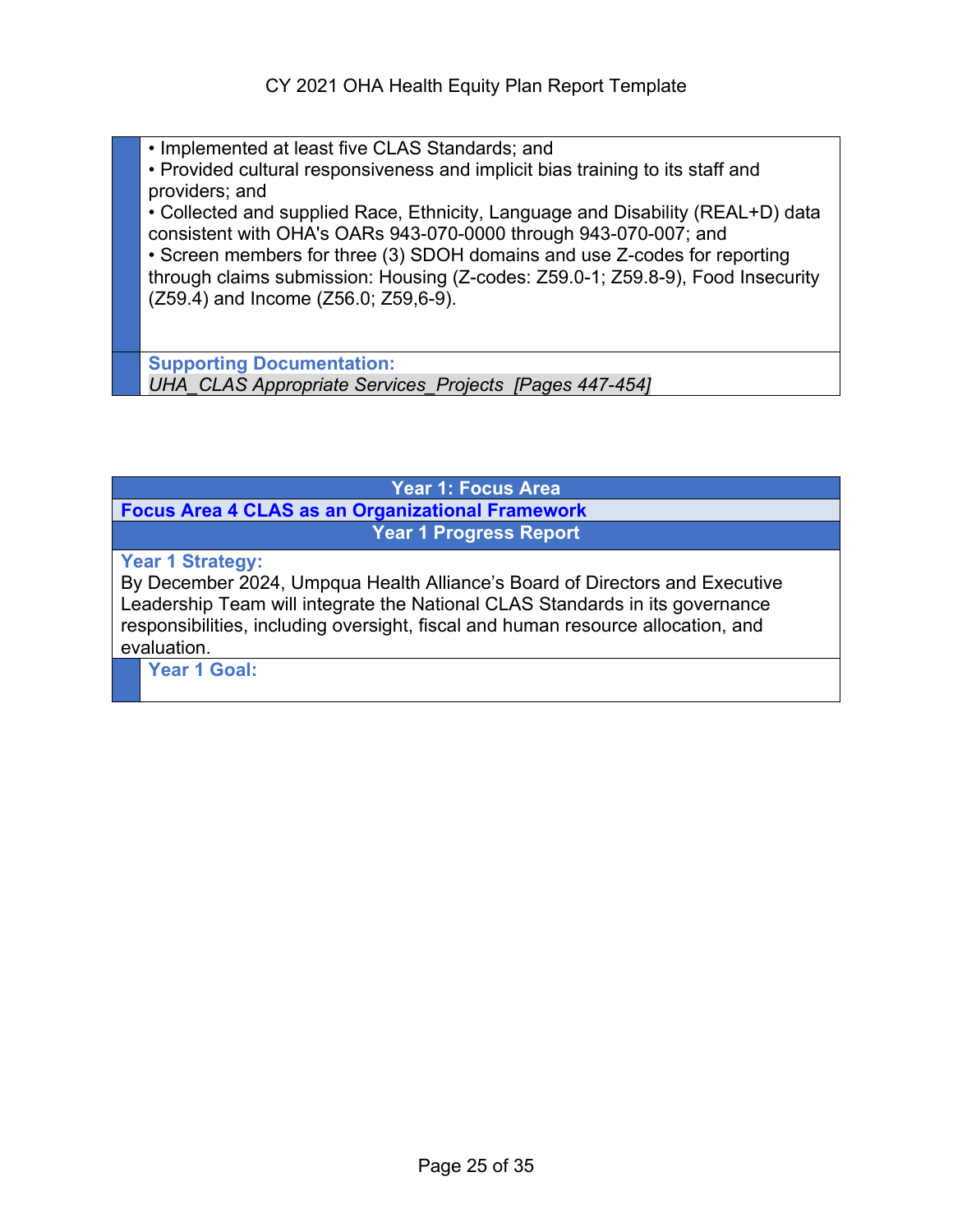- Implemented at least five CLAS Standards; and
- Provided cultural responsiveness and implicit bias training to its staff and providers; and
- Collected and supplied Race, Ethnicity, Language and Disability (REAL+D) data consistent with OHA's OARs 943-070-0000 through 943-070-007; and
- Screen members for three (3) SDOH domains and use Z-codes for reporting through claims submission: Housing (Z-codes: Z59.0-1; Z59.8-9), Food Insecurity (Z59.4) and Income (Z56.0; Z59,6-9).

**Supporting Documentation:**
*UHA_CLAS Appropriate Services_Projects [Pages 447-454]*

| Year 1: Focus Area |
|---|
| **Focus Area 4 CLAS as an Organizational Framework** |
| **Year 1 Progress Report** |
| **Year 1 Strategy:** By December 2024, Umpqua Health Alliance's Board of Directors and Executive Leadership Team will integrate the National CLAS Standards in its governance responsibilities, including oversight, fiscal and human resource allocation, and evaluation. |
| **Year 1 Goal:** |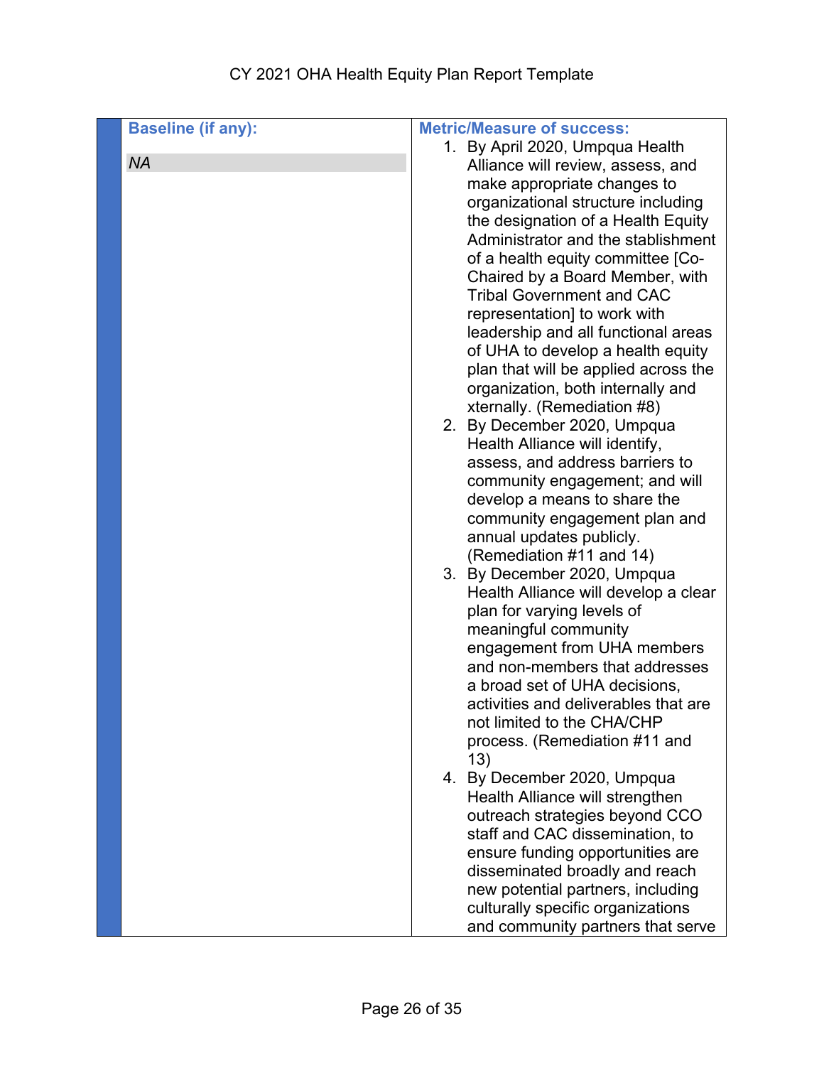| Baseline (if any): | Metric/Measure of success: |
|---|---|
| *NA* | 1. By April 2020, Umpqua Health Alliance will review, assess, and make appropriate changes to organizational structure including the designation of a Health Equity Administrator and the stablishment of a health equity committee [Co-Chaired by a Board Member, with Tribal Government and CAC representation] to work with leadership and all functional areas of UHA to develop a health equity plan that will be applied across the organization, both internally and xternally. (Remediation #8)<br>2. By December 2020, Umpqua Health Alliance will identify, assess, and address barriers to community engagement; and will develop a means to share the community engagement plan and annual updates publicly. (Remediation #11 and 14)<br>3. By December 2020, Umpqua Health Alliance will develop a clear plan for varying levels of meaningful community engagement from UHA members and non-members that addresses a broad set of UHA decisions, activities and deliverables that are not limited to the CHA/CHP process. (Remediation #11 and 13)<br>4. By December 2020, Umpqua Health Alliance will strengthen outreach strategies beyond CCO staff and CAC dissemination, to ensure funding opportunities are disseminated broadly and reach new potential partners, including culturally specific organizations and community partners that serve |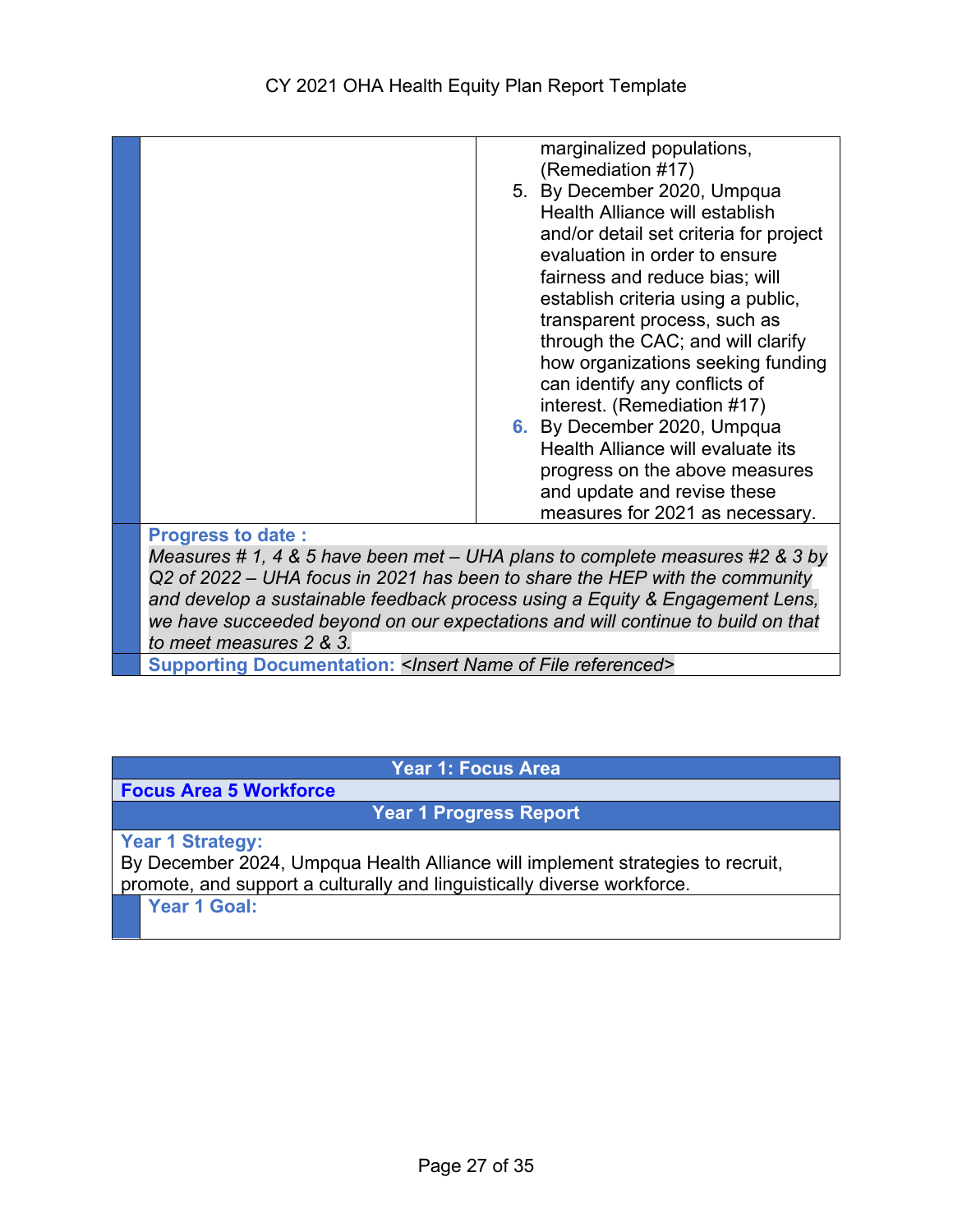| | |
|---|---|
| | marginalized populations, (Remediation #17)<br>5. By December 2020, Umpqua Health Alliance will establish and/or detail set criteria for project evaluation in order to ensure fairness and reduce bias; will establish criteria using a public, transparent process, such as through the CAC; and will clarify how organizations seeking funding can identify any conflicts of interest. (Remediation #17)<br>6. By December 2020, Umpqua Health Alliance will evaluate its progress on the above measures and update and revise these measures for 2021 as necessary. |

**Progress to date :**

*Measures # 1, 4 & 5 have been met – UHA plans to complete measures #2 & 3 by Q2 of 2022 – UHA focus in 2021 has been to share the HEP with the community and develop a sustainable feedback process using a Equity & Engagement Lens, we have succeeded beyond on our expectations and will continue to build on that to meet measures 2 & 3.*

**Supporting Documentation:** *<Insert Name of File referenced>*

| Year 1: Focus Area |
|---|
| **Focus Area 5 Workforce** |
| **Year 1 Progress Report** |
| **Year 1 Strategy:**<br>By December 2024, Umpqua Health Alliance will implement strategies to recruit, promote, and support a culturally and linguistically diverse workforce. |
| **Year 1 Goal:** |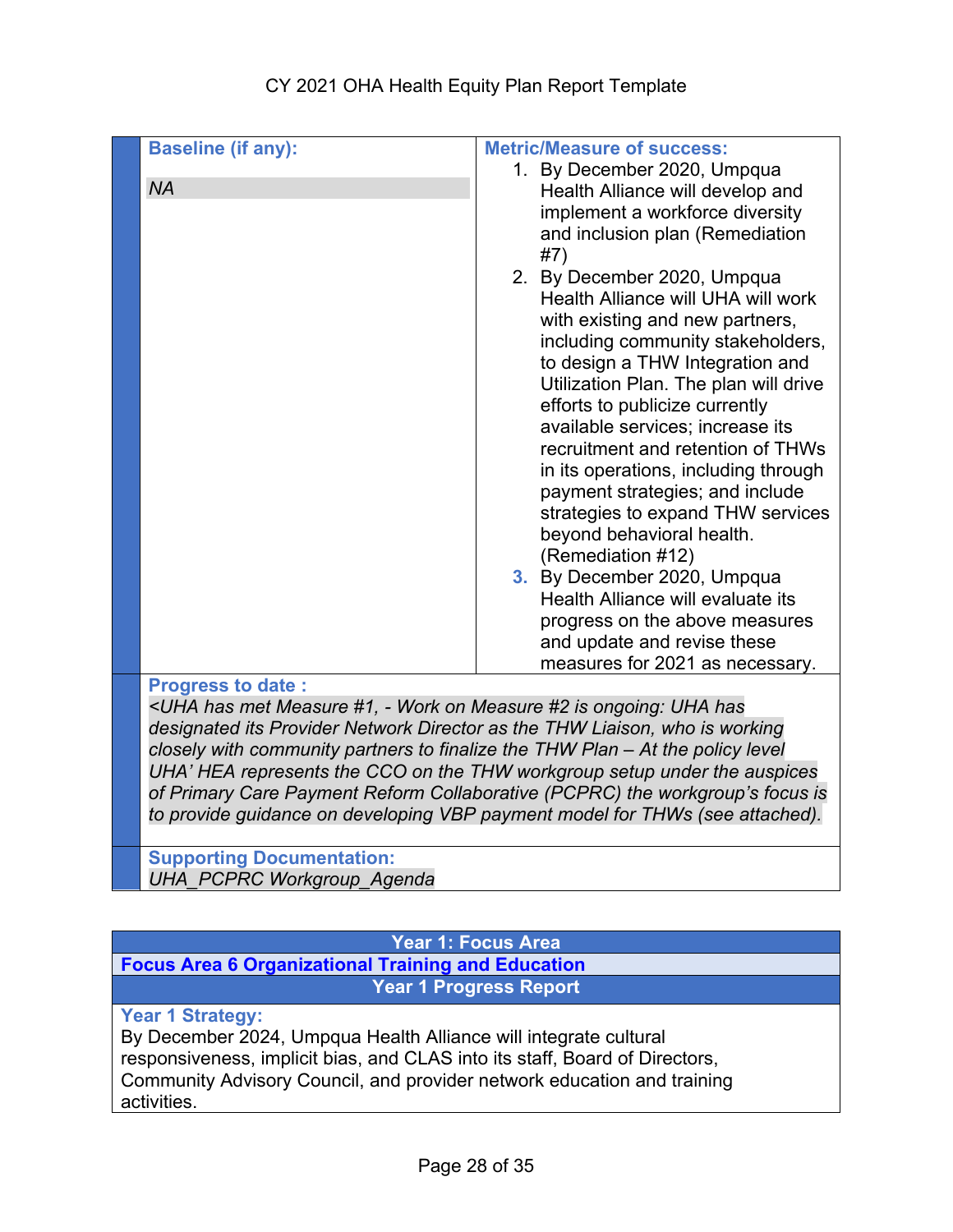| Baseline (if any): | Metric/Measure of success: |
|---|---|
| *NA* | 1. By December 2020, Umpqua Health Alliance will develop and implement a workforce diversity and inclusion plan (Remediation #7)<br>2. By December 2020, Umpqua Health Alliance will UHA will work with existing and new partners, including community stakeholders, to design a THW Integration and Utilization Plan. The plan will drive efforts to publicize currently available services; increase its recruitment and retention of THWs in its operations, including through payment strategies; and include strategies to expand THW services beyond behavioral health. (Remediation #12)<br>3. By December 2020, Umpqua Health Alliance will evaluate its progress on the above measures and update and revise these measures for 2021 as necessary. |

**Progress to date :**

*<UHA has met Measure #1, - Work on Measure #2 is ongoing: UHA has designated its Provider Network Director as the THW Liaison, who is working closely with community partners to finalize the THW Plan – At the policy level UHA' HEA represents the CCO on the THW workgroup setup under the auspices of Primary Care Payment Reform Collaborative (PCPRC) the workgroup's focus is to provide guidance on developing VBP payment model for THWs (see attached).*

**Supporting Documentation:**

*UHA_PCPRC Workgroup_Agenda*

| Year 1: Focus Area |
|---|
| **Focus Area 6 Organizational Training and Education** |
| **Year 1 Progress Report** |
| **Year 1 Strategy:**<br>By December 2024, Umpqua Health Alliance will integrate cultural responsiveness, implicit bias, and CLAS into its staff, Board of Directors, Community Advisory Council, and provider network education and training activities. |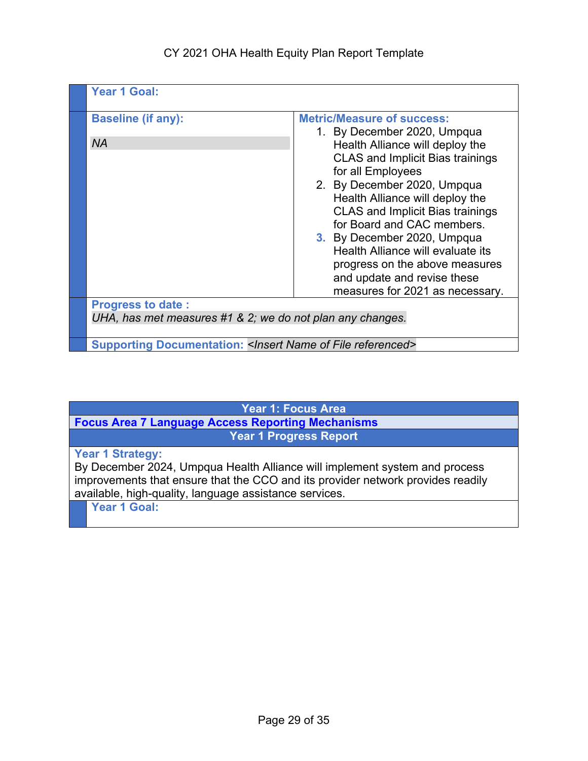| **Year 1 Goal:** | |
|---|---|
| **Baseline (if any):**<br><br>*NA* | **Metric/Measure of success:**<br>1. By December 2020, Umpqua Health Alliance will deploy the CLAS and Implicit Bias trainings for all Employees<br>2. By December 2020, Umpqua Health Alliance will deploy the CLAS and Implicit Bias trainings for Board and CAC members.<br>3. By December 2020, Umpqua Health Alliance will evaluate its progress on the above measures and update and revise these measures for 2021 as necessary. |
| **Progress to date :**<br>*UHA, has met measures #1 & 2; we do not plan any changes.* | |
| **Supporting Documentation:** *<Insert Name of File referenced>* | |

| **Year 1: Focus Area** |
|---|
| **Focus Area 7 Language Access Reporting Mechanisms** |
| **Year 1 Progress Report** |
| **Year 1 Strategy:**<br>By December 2024, Umpqua Health Alliance will implement system and process improvements that ensure that the CCO and its provider network provides readily available, high-quality, language assistance services. |
| **Year 1 Goal:** |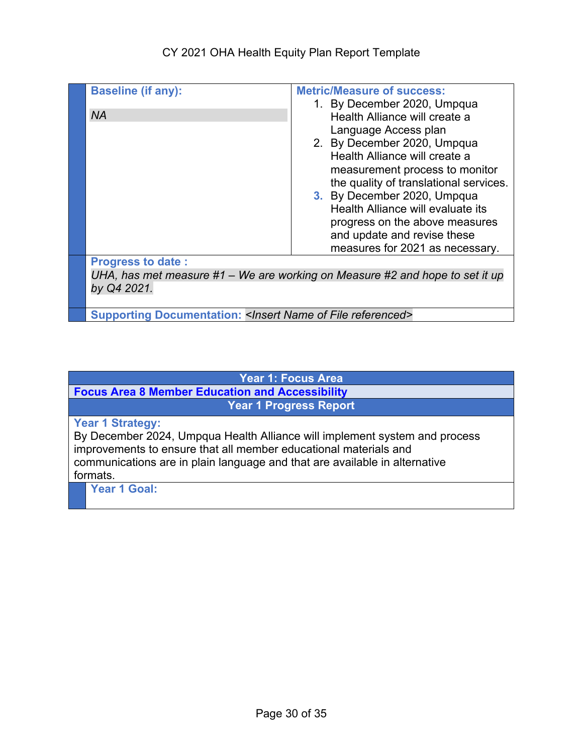| Baseline (if any): | Metric/Measure of success: |
| --- | --- |
| *NA* | 1. By December 2020, Umpqua Health Alliance will create a Language Access plan<br>2. By December 2020, Umpqua Health Alliance will create a measurement process to monitor the quality of translational services.<br>3. By December 2020, Umpqua Health Alliance will evaluate its progress on the above measures and update and revise these measures for 2021 as necessary. |

**Progress to date :**

*UHA, has met measure #1 – We are working on Measure #2 and hope to set it up by Q4 2021.*

**Supporting Documentation:** *<Insert Name of File referenced>*

| Year 1: Focus Area |
| --- |
| **Focus Area 8 Member Education and Accessibility** |
| **Year 1 Progress Report** |

**Year 1 Strategy:**

By December 2024, Umpqua Health Alliance will implement system and process improvements to ensure that all member educational materials and communications are in plain language and that are available in alternative formats.

**Year 1 Goal:**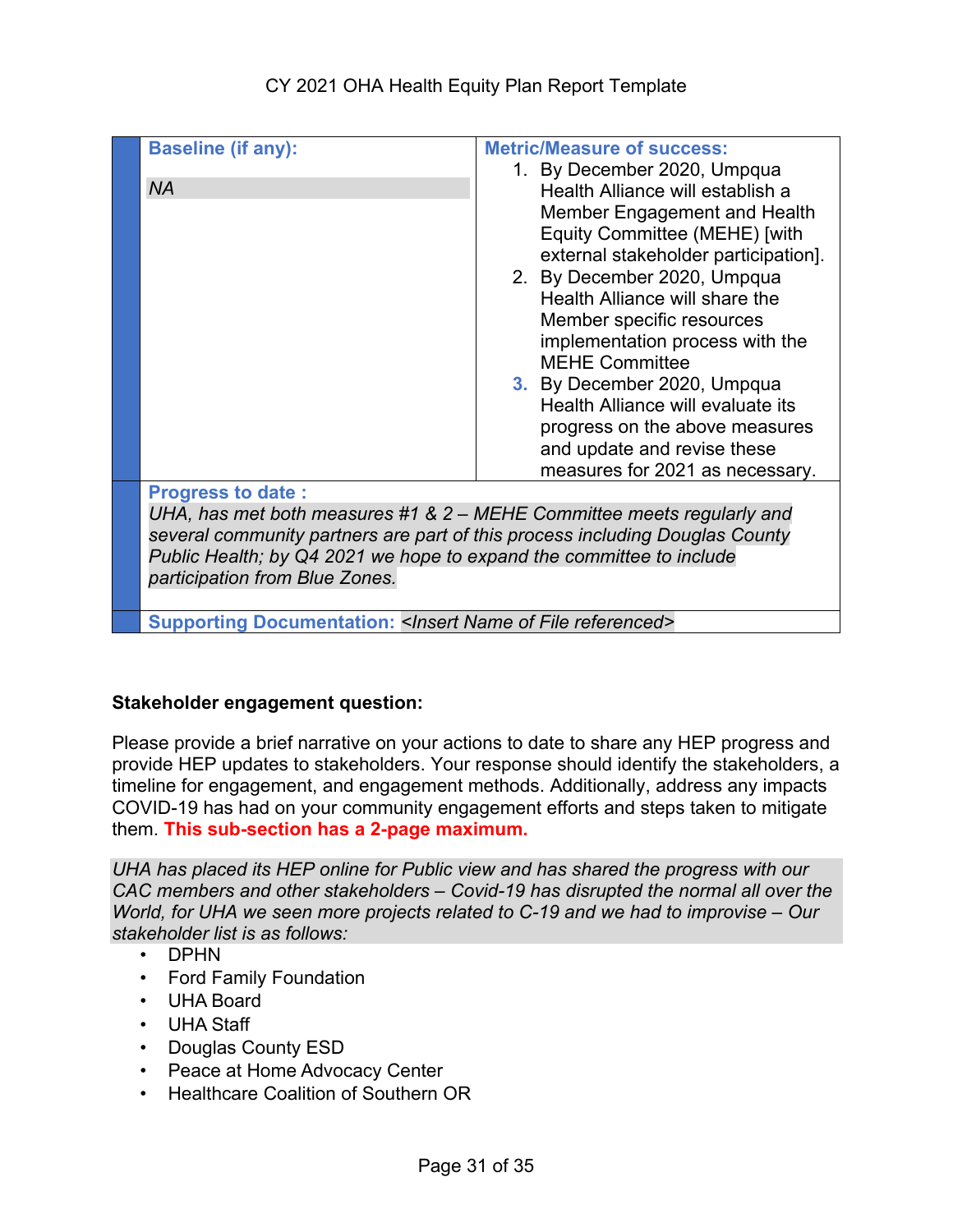| Baseline (if any): | Metric/Measure of success: |
|---|---|
| *NA* | 1. By December 2020, Umpqua Health Alliance will establish a Member Engagement and Health Equity Committee (MEHE) [with external stakeholder participation].<br>2. By December 2020, Umpqua Health Alliance will share the Member specific resources implementation process with the MEHE Committee<br>3. By December 2020, Umpqua Health Alliance will evaluate its progress on the above measures and update and revise these measures for 2021 as necessary. |
| **Progress to date :**<br>*UHA, has met both measures #1 & 2 – MEHE Committee meets regularly and several community partners are part of this process including Douglas County Public Health; by Q4 2021 we hope to expand the committee to include participation from Blue Zones.* | |
| **Supporting Documentation:** *<Insert Name of File referenced>* | |

**Stakeholder engagement question:**

Please provide a brief narrative on your actions to date to share any HEP progress and provide HEP updates to stakeholders. Your response should identify the stakeholders, a timeline for engagement, and engagement methods. Additionally, address any impacts COVID-19 has had on your community engagement efforts and steps taken to mitigate them. **This sub-section has a 2-page maximum.**

*UHA has placed its HEP online for Public view and has shared the progress with our CAC members and other stakeholders – Covid-19 has disrupted the normal all over the World, for UHA we seen more projects related to C-19 and we had to improvise – Our stakeholder list is as follows:*

- DPHN
- Ford Family Foundation
- UHA Board
- UHA Staff
- Douglas County ESD
- Peace at Home Advocacy Center
- Healthcare Coalition of Southern OR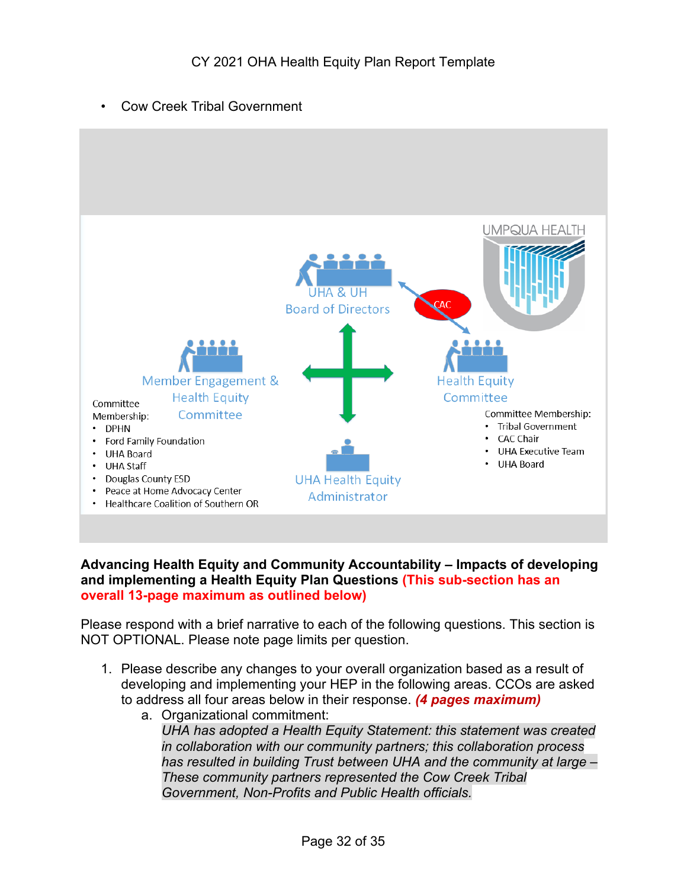- Cow Creek Tribal Government

UMPQUA HEALTH

UHA & UH Board of Directors

CAC

Member Engagement & Health Equity Committee

Committee Membership:

- DPHN
- Ford Family Foundation
- UHA Board
- UHA Staff
- Douglas County ESD
- Peace at Home Advocacy Center
- Healthcare Coalition of Southern OR

Health Equity Committee

Committee Membership:

- Tribal Government
- CAC Chair
- UHA Executive Team
- UHA Board

UHA Health Equity Administrator

**Advancing Health Equity and Community Accountability – Impacts of developing and implementing a Health Equity Plan Questions (This sub-section has an overall 13-page maximum as outlined below)**

Please respond with a brief narrative to each of the following questions. This section is NOT OPTIONAL. Please note page limits per question.

1. Please describe any changes to your overall organization based as a result of developing and implementing your HEP in the following areas. CCOs are asked to address all four areas below in their response. ***(4 pages maximum)***
   a. Organizational commitment:
      *UHA has adopted a Health Equity Statement: this statement was created in collaboration with our community partners; this collaboration process has resulted in building Trust between UHA and the community at large – These community partners represented the Cow Creek Tribal Government, Non-Profits and Public Health officials.*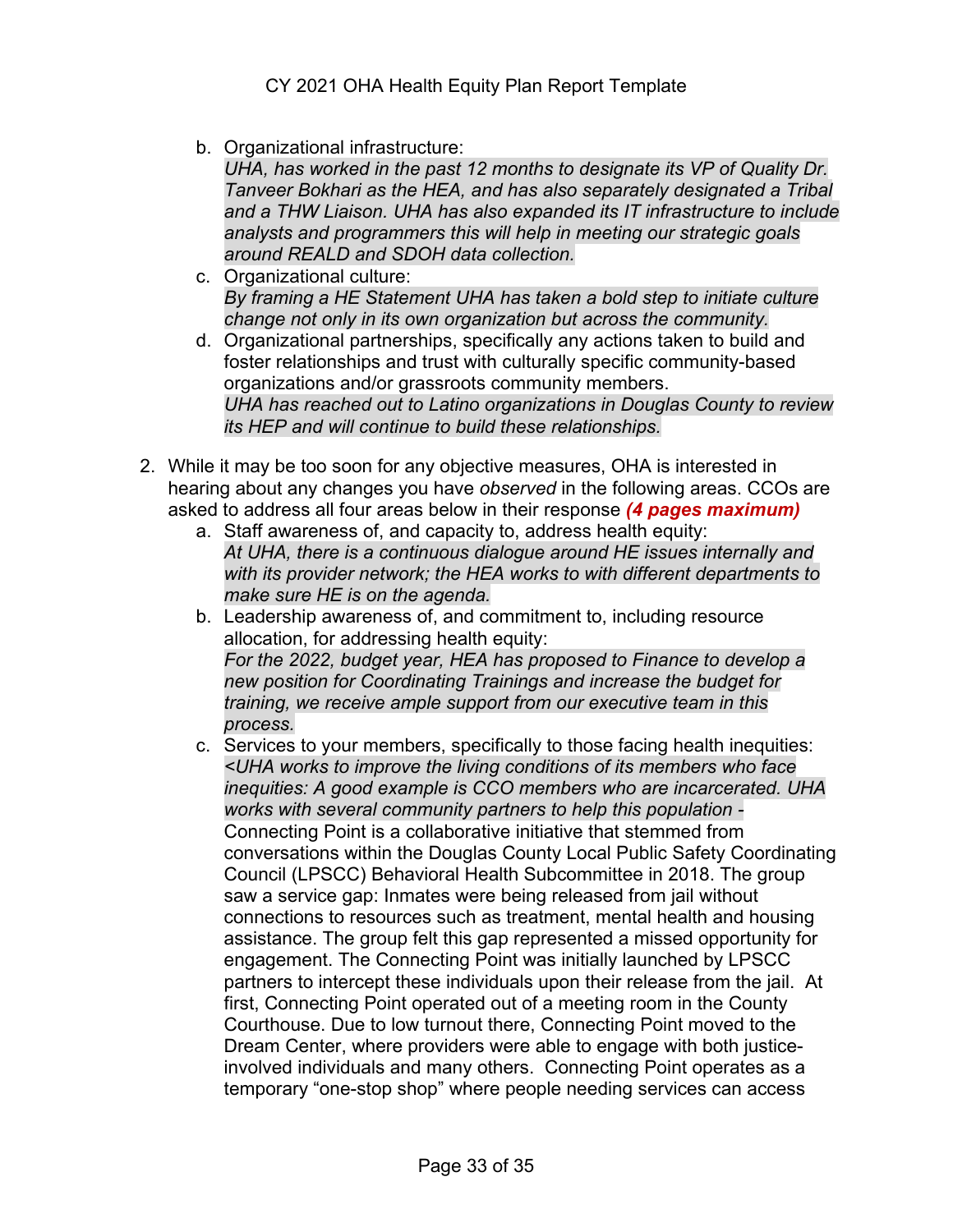b. Organizational infrastructure:
   *UHA, has worked in the past 12 months to designate its VP of Quality Dr. Tanveer Bokhari as the HEA, and has also separately designated a Tribal and a THW Liaison. UHA has also expanded its IT infrastructure to include analysts and programmers this will help in meeting our strategic goals around REALD and SDOH data collection.*

c. Organizational culture:
   *By framing a HE Statement UHA has taken a bold step to initiate culture change not only in its own organization but across the community.*

d. Organizational partnerships, specifically any actions taken to build and foster relationships and trust with culturally specific community-based organizations and/or grassroots community members.
   *UHA has reached out to Latino organizations in Douglas County to review its HEP and will continue to build these relationships.*

2. While it may be too soon for any objective measures, OHA is interested in hearing about any changes you have *observed* in the following areas. CCOs are asked to address all four areas below in their response ***(4 pages maximum)***

   a. Staff awareness of, and capacity to, address health equity:
      *At UHA, there is a continuous dialogue around HE issues internally and with its provider network; the HEA works to with different departments to make sure HE is on the agenda.*

   b. Leadership awareness of, and commitment to, including resource allocation, for addressing health equity:
      *For the 2022, budget year, HEA has proposed to Finance to develop a new position for Coordinating Trainings and increase the budget for training, we receive ample support from our executive team in this process.*

   c. Services to your members, specifically to those facing health inequities:
      *<UHA works to improve the living conditions of its members who face inequities: A good example is CCO members who are incarcerated. UHA works with several community partners to help this population -*
      Connecting Point is a collaborative initiative that stemmed from conversations within the Douglas County Local Public Safety Coordinating Council (LPSCC) Behavioral Health Subcommittee in 2018. The group saw a service gap: Inmates were being released from jail without connections to resources such as treatment, mental health and housing assistance. The group felt this gap represented a missed opportunity for engagement. The Connecting Point was initially launched by LPSCC partners to intercept these individuals upon their release from the jail. At first, Connecting Point operated out of a meeting room in the County Courthouse. Due to low turnout there, Connecting Point moved to the Dream Center, where providers were able to engage with both justice-involved individuals and many others. Connecting Point operates as a temporary "one-stop shop" where people needing services can access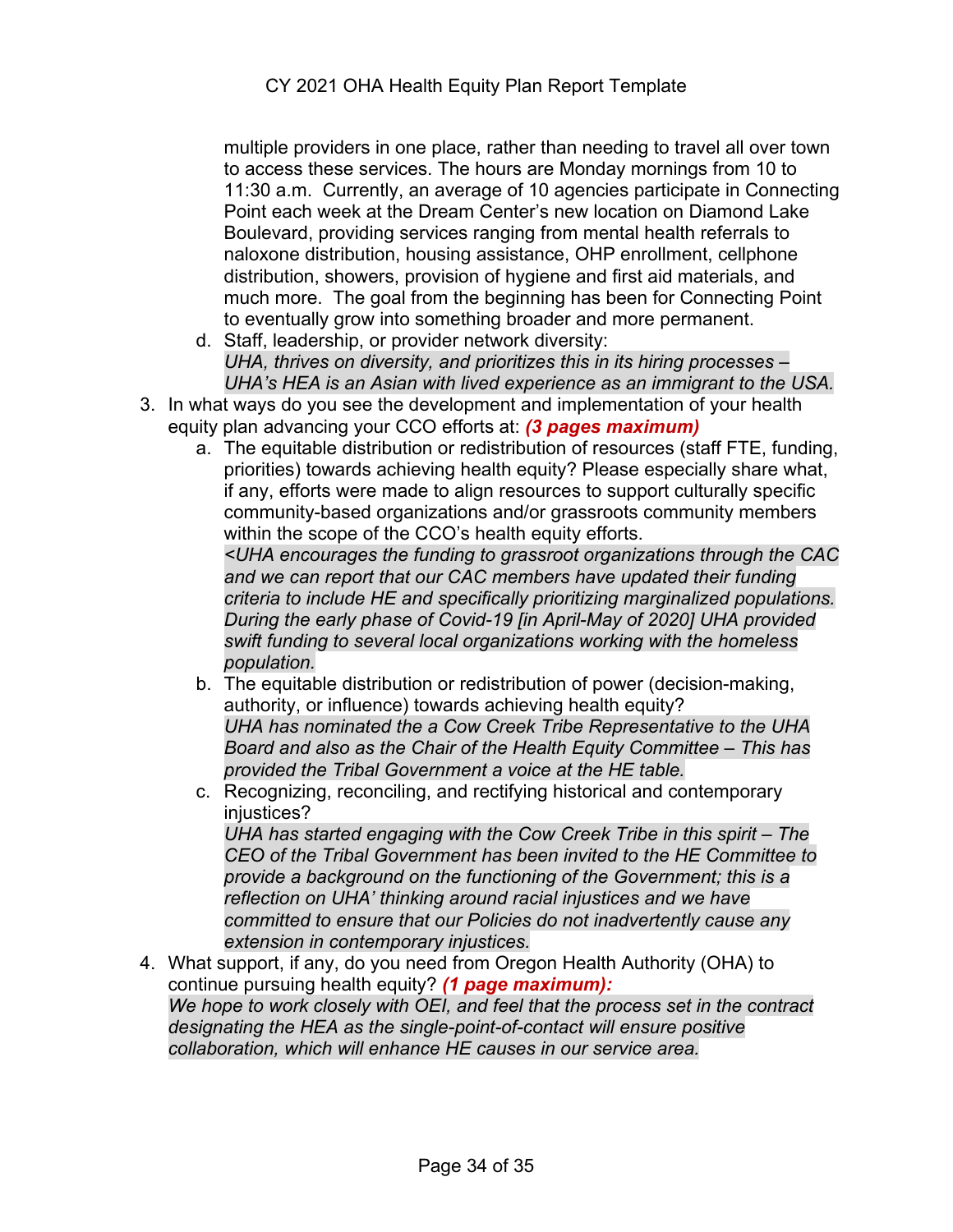multiple providers in one place, rather than needing to travel all over town to access these services. The hours are Monday mornings from 10 to 11:30 a.m. Currently, an average of 10 agencies participate in Connecting Point each week at the Dream Center's new location on Diamond Lake Boulevard, providing services ranging from mental health referrals to naloxone distribution, housing assistance, OHP enrollment, cellphone distribution, showers, provision of hygiene and first aid materials, and much more. The goal from the beginning has been for Connecting Point to eventually grow into something broader and more permanent.

   d. Staff, leadership, or provider network diversity:
      *UHA, thrives on diversity, and prioritizes this in its hiring processes – UHA's HEA is an Asian with lived experience as an immigrant to the USA.*

3. In what ways do you see the development and implementation of your health equity plan advancing your CCO efforts at: ***(3 pages maximum)***
   a. The equitable distribution or redistribution of resources (staff FTE, funding, priorities) towards achieving health equity? Please especially share what, if any, efforts were made to align resources to support culturally specific community-based organizations and/or grassroots community members within the scope of the CCO's health equity efforts.
      *<UHA encourages the funding to grassroot organizations through the CAC and we can report that our CAC members have updated their funding criteria to include HE and specifically prioritizing marginalized populations. During the early phase of Covid-19 [in April-May of 2020] UHA provided swift funding to several local organizations working with the homeless population.*
   b. The equitable distribution or redistribution of power (decision-making, authority, or influence) towards achieving health equity?
      *UHA has nominated the a Cow Creek Tribe Representative to the UHA Board and also as the Chair of the Health Equity Committee – This has provided the Tribal Government a voice at the HE table.*
   c. Recognizing, reconciling, and rectifying historical and contemporary injustices?
      *UHA has started engaging with the Cow Creek Tribe in this spirit – The CEO of the Tribal Government has been invited to the HE Committee to provide a background on the functioning of the Government; this is a reflection on UHA' thinking around racial injustices and we have committed to ensure that our Policies do not inadvertently cause any extension in contemporary injustices.*

4. What support, if any, do you need from Oregon Health Authority (OHA) to continue pursuing health equity? ***(1 page maximum):***
   *We hope to work closely with OEI, and feel that the process set in the contract designating the HEA as the single-point-of-contact will ensure positive collaboration, which will enhance HE causes in our service area.*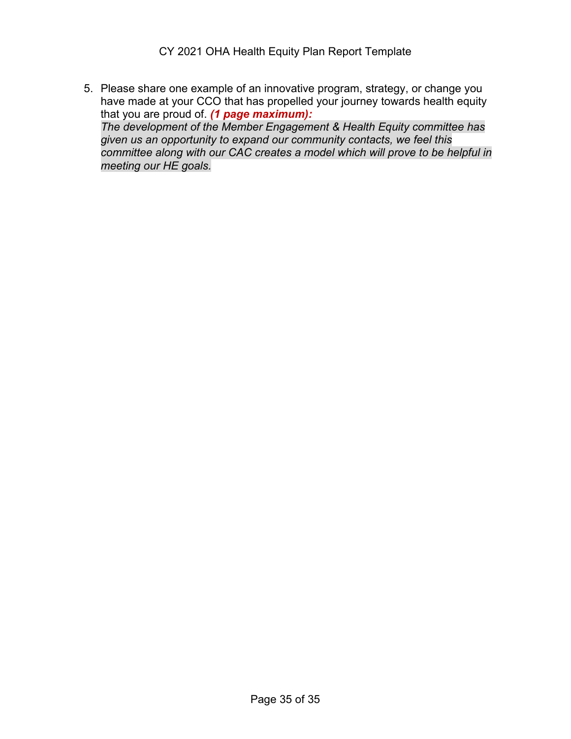5. Please share one example of an innovative program, strategy, or change you have made at your CCO that has propelled your journey towards health equity that you are proud of. ***(1 page maximum):***
   *The development of the Member Engagement & Health Equity committee has given us an opportunity to expand our community contacts, we feel this committee along with our CAC creates a model which will prove to be helpful in meeting our HE goals.*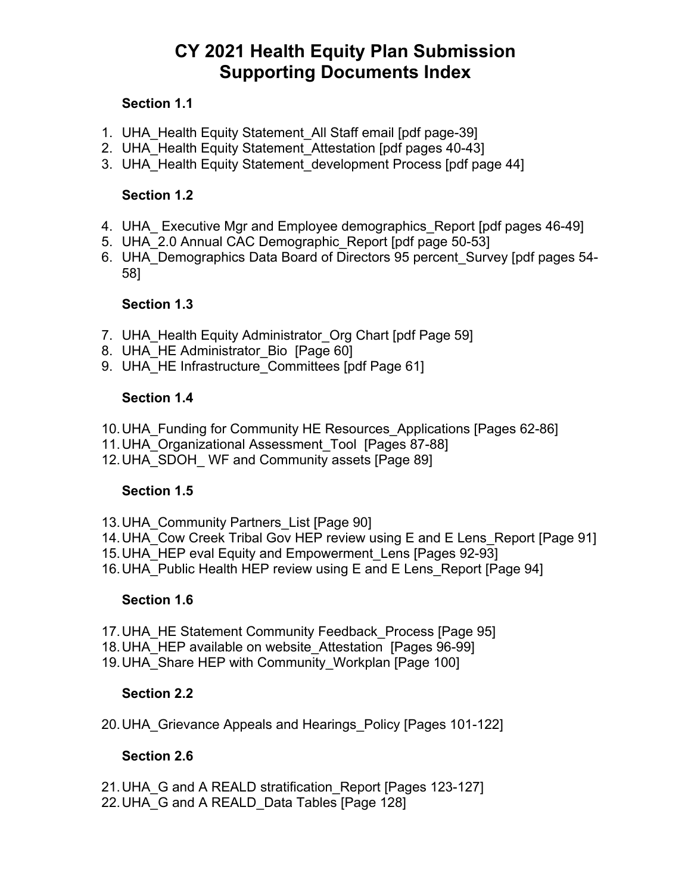# CY 2021 Health Equity Plan Submission
# Supporting Documents Index

### Section 1.1

1. UHA_Health Equity Statement_All Staff email [pdf page-39]
2. UHA_Health Equity Statement_Attestation [pdf pages 40-43]
3. UHA_Health Equity Statement_development Process [pdf page 44]

### Section 1.2

4. UHA_ Executive Mgr and Employee demographics_Report [pdf pages 46-49]
5. UHA_2.0 Annual CAC Demographic_Report [pdf page 50-53]
6. UHA_Demographics Data Board of Directors 95 percent_Survey [pdf pages 54-58]

### Section 1.3

7. UHA_Health Equity Administrator_Org Chart [pdf Page 59]
8. UHA_HE Administrator_Bio [Page 60]
9. UHA_HE Infrastructure_Committees [pdf Page 61]

### Section 1.4

10. UHA_Funding for Community HE Resources_Applications [Pages 62-86]
11. UHA_Organizational Assessment_Tool [Pages 87-88]
12. UHA_SDOH_ WF and Community assets [Page 89]

### Section 1.5

13. UHA_Community Partners_List [Page 90]
14. UHA_Cow Creek Tribal Gov HEP review using E and E Lens_Report [Page 91]
15. UHA_HEP eval Equity and Empowerment_Lens [Pages 92-93]
16. UHA_Public Health HEP review using E and E Lens_Report [Page 94]

### Section 1.6

17. UHA_HE Statement Community Feedback_Process [Page 95]
18. UHA_HEP available on website_Attestation [Pages 96-99]
19. UHA_Share HEP with Community_Workplan [Page 100]

### Section 2.2

20. UHA_Grievance Appeals and Hearings_Policy [Pages 101-122]

### Section 2.6

21. UHA_G and A REALD stratification_Report [Pages 123-127]
22. UHA_G and A REALD_Data Tables [Page 128]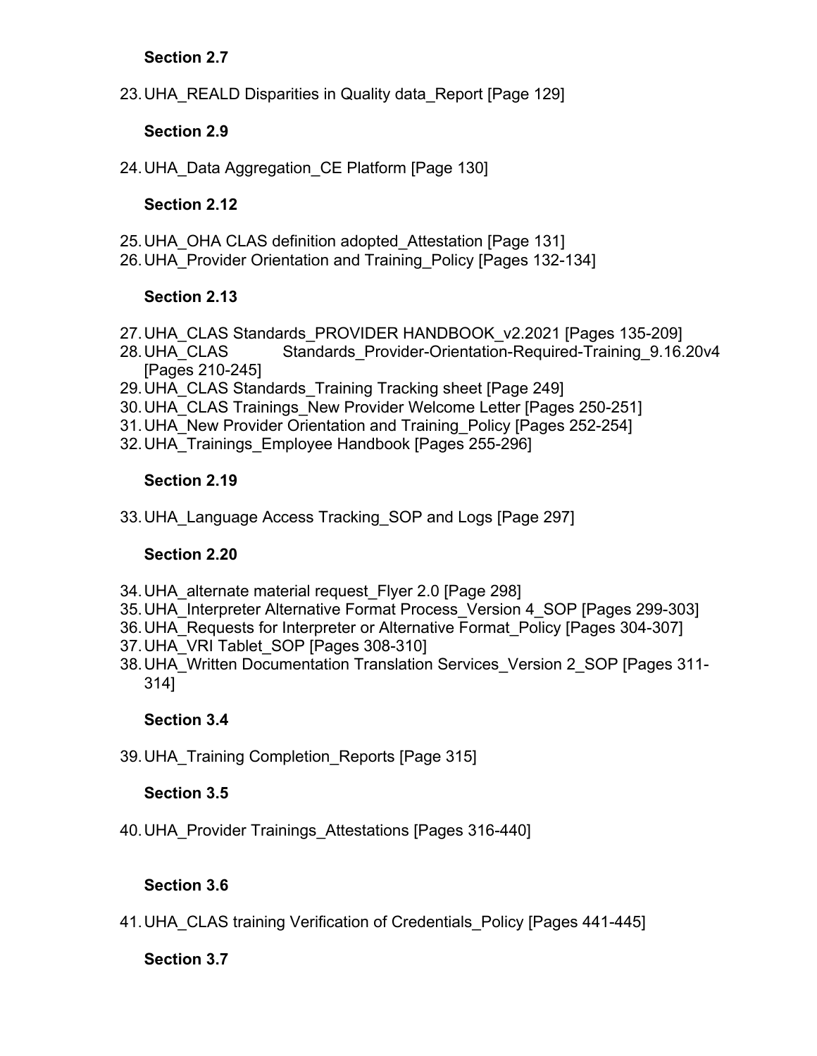**Section 2.7**

23. UHA_REALD Disparities in Quality data_Report [Page 129]

**Section 2.9**

24. UHA_Data Aggregation_CE Platform [Page 130]

**Section 2.12**

25. UHA_OHA CLAS definition adopted_Attestation [Page 131]
26. UHA_Provider Orientation and Training_Policy [Pages 132-134]

**Section 2.13**

27. UHA_CLAS Standards_PROVIDER HANDBOOK_v2.2021 [Pages 135-209]
28. UHA_CLAS Standards_Provider-Orientation-Required-Training_9.16.20v4 [Pages 210-245]
29. UHA_CLAS Standards_Training Tracking sheet [Page 249]
30. UHA_CLAS Trainings_New Provider Welcome Letter [Pages 250-251]
31. UHA_New Provider Orientation and Training_Policy [Pages 252-254]
32. UHA_Trainings_Employee Handbook [Pages 255-296]

**Section 2.19**

33. UHA_Language Access Tracking_SOP and Logs [Page 297]

**Section 2.20**

34. UHA_alternate material request_Flyer 2.0 [Page 298]
35. UHA_Interpreter Alternative Format Process_Version 4_SOP [Pages 299-303]
36. UHA_Requests for Interpreter or Alternative Format_Policy [Pages 304-307]
37. UHA_VRI Tablet_SOP [Pages 308-310]
38. UHA_Written Documentation Translation Services_Version 2_SOP [Pages 311-314]

**Section 3.4**

39. UHA_Training Completion_Reports [Page 315]

**Section 3.5**

40. UHA_Provider Trainings_Attestations [Pages 316-440]

**Section 3.6**

41. UHA_CLAS training Verification of Credentials_Policy [Pages 441-445]

**Section 3.7**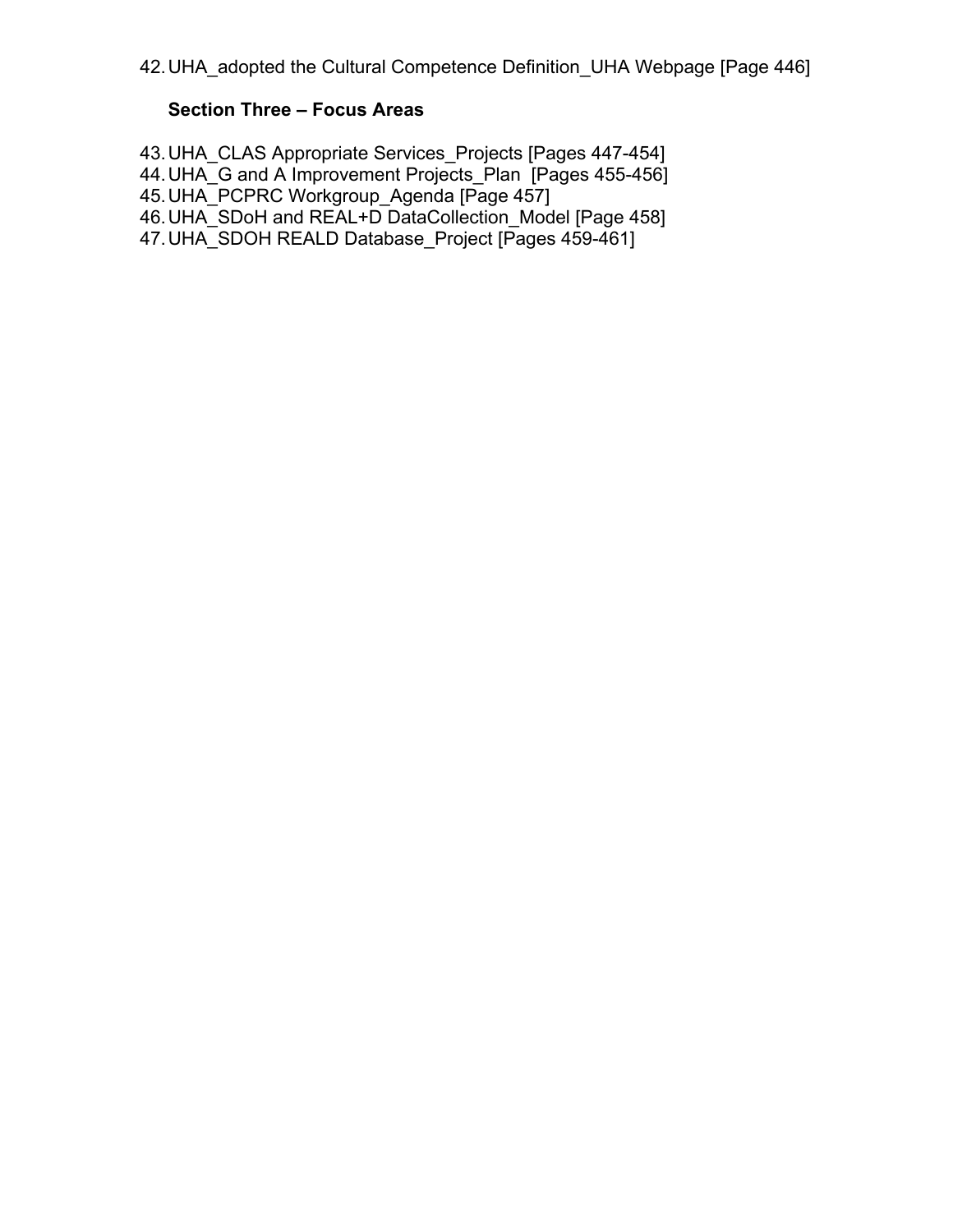42. UHA_adopted the Cultural Competence Definition_UHA Webpage [Page 446]

**Section Three – Focus Areas**

43. UHA_CLAS Appropriate Services_Projects [Pages 447-454]
44. UHA_G and A Improvement Projects_Plan [Pages 455-456]
45. UHA_PCPRC Workgroup_Agenda [Page 457]
46. UHA_SDoH and REAL+D DataCollection_Model [Page 458]
47. UHA_SDOH REALD Database_Project [Pages 459-461]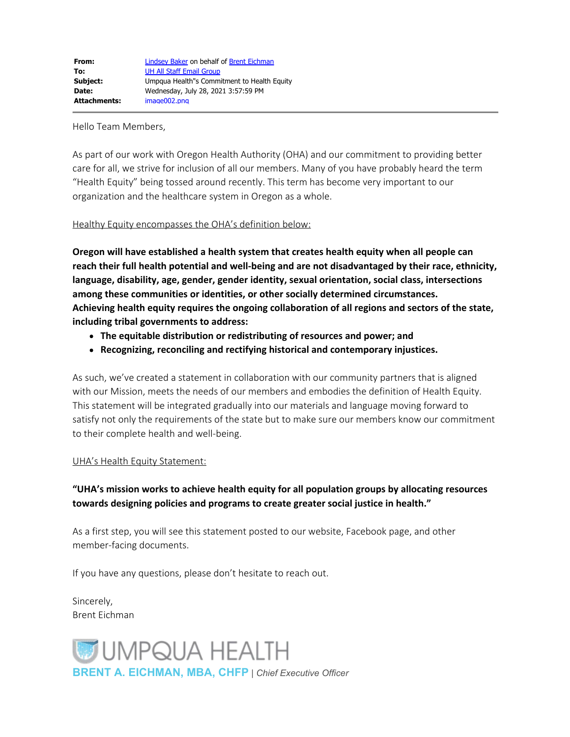| | |
|---|---|
| **From:** | Lindsey Baker on behalf of Brent Eichman |
| **To:** | UH All Staff Email Group |
| **Subject:** | Umpqua Health"s Commitment to Health Equity |
| **Date:** | Wednesday, July 28, 2021 3:57:59 PM |
| **Attachments:** | image002.png |

Hello Team Members,

As part of our work with Oregon Health Authority (OHA) and our commitment to providing better care for all, we strive for inclusion of all our members. Many of you have probably heard the term "Health Equity" being tossed around recently. This term has become very important to our organization and the healthcare system in Oregon as a whole.

Healthy Equity encompasses the OHA's definition below:

**Oregon will have established a health system that creates health equity when all people can reach their full health potential and well-being and are not disadvantaged by their race, ethnicity, language, disability, age, gender, gender identity, sexual orientation, social class, intersections among these communities or identities, or other socially determined circumstances.**
**Achieving health equity requires the ongoing collaboration of all regions and sectors of the state, including tribal governments to address:**

- **The equitable distribution or redistributing of resources and power; and**
- **Recognizing, reconciling and rectifying historical and contemporary injustices.**

As such, we've created a statement in collaboration with our community partners that is aligned with our Mission, meets the needs of our members and embodies the definition of Health Equity. This statement will be integrated gradually into our materials and language moving forward to satisfy not only the requirements of the state but to make sure our members know our commitment to their complete health and well-being.

UHA's Health Equity Statement:

**"UHA's mission works to achieve health equity for all population groups by allocating resources towards designing policies and programs to create greater social justice in health."**

As a first step, you will see this statement posted to our website, Facebook page, and other member-facing documents.

If you have any questions, please don't hesitate to reach out.

Sincerely,
Brent Eichman

UMPQUA HEALTH
**BRENT A. EICHMAN, MBA, CHFP** | *Chief Executive Officer*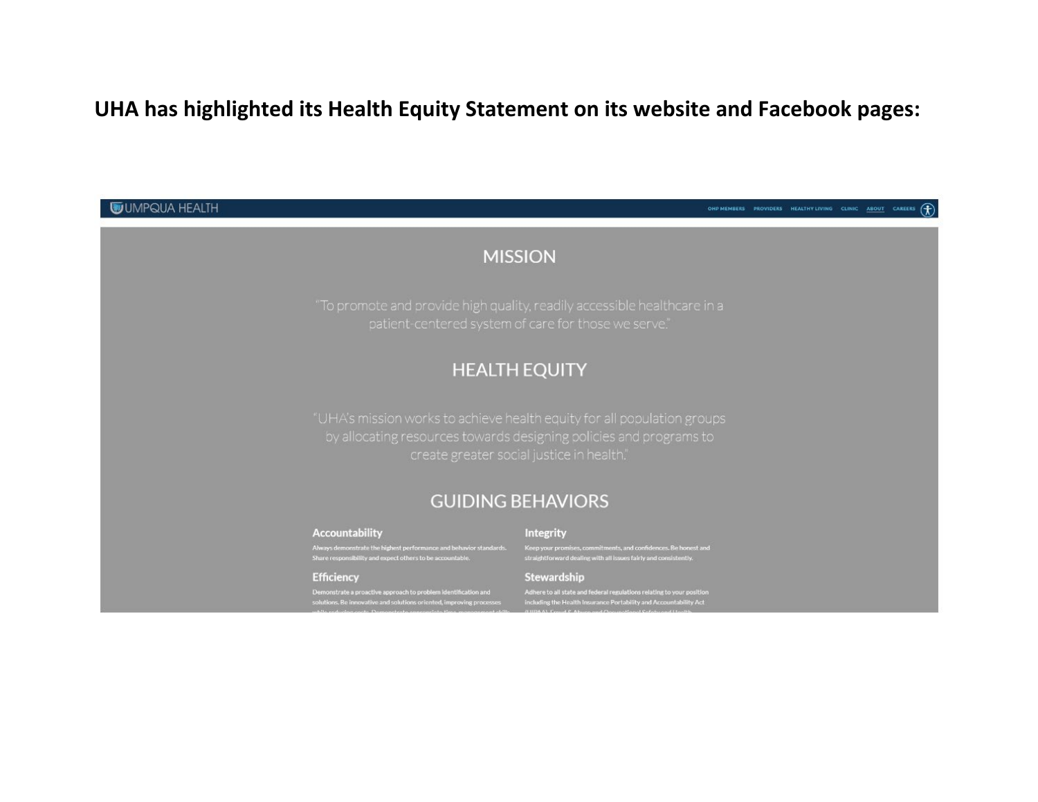**UHA has highlighted its Health Equity Statement on its website and Facebook pages:**

UMPQUA HEALTH

OHP MEMBERS PROVIDERS HEALTHY LIVING CLINIC ABOUT CAREERS

## MISSION

"To promote and provide high quality, readily accessible healthcare in a patient-centered system of care for those we serve."

## HEALTH EQUITY

"UHA's mission works to achieve health equity for all population groups by allocating resources towards designing policies and programs to create greater social justice in health."

## GUIDING BEHAVIORS

### Accountability

Always demonstrate the highest performance and behavior standards. Share responsibility and expect others to be accountable.

### Integrity

Keep your promises, commitments, and confidences. Be honest and straightforward dealing with all issues fairly and consistently.

### Efficiency

Demonstrate a proactive approach to problem identification and solutions. Be innovative and solutions oriented, improving processes while reducing costs. Demonstrate appropriate time management skills

### Stewardship

Adhere to all state and federal regulations relating to your position including the Health Insurance Portability and Accountability Act (HIPAA), Fraud & Abuse and Occupational Safety and Health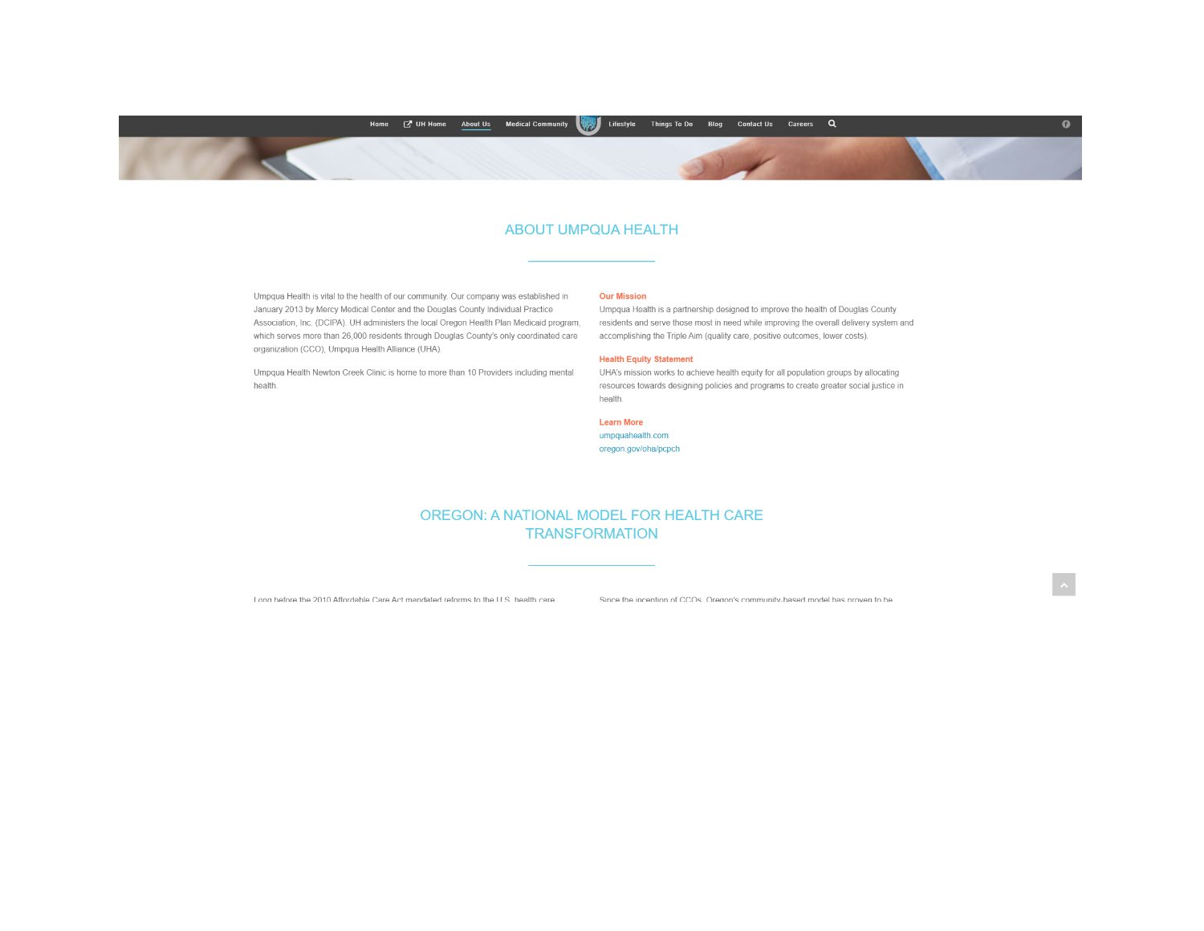Home | UH Home | About Us | Medical Community | Lifestyle | Things To Do | Blog | Contact Us | Careers

# ABOUT UMPQUA HEALTH

Umpqua Health is vital to the health of our community. Our company was established in January 2013 by Mercy Medical Center and the Douglas County Individual Practice Association, Inc. (DCIPA). UH administers the local Oregon Health Plan Medicaid program, which serves more than 26,000 residents through Douglas County's only coordinated care organization (CCO), Umpqua Health Alliance (UHA).

Umpqua Health Newton Creek Clinic is home to more than 10 Providers including mental health.

**Our Mission**

Umpqua Health is a partnership designed to improve the health of Douglas County residents and serve those most in need while improving the overall delivery system and accomplishing the Triple Aim (quality care, positive outcomes, lower costs).

**Health Equity Statement**

UHA's mission works to achieve health equity for all population groups by allocating resources towards designing policies and programs to create greater social justice in health.

**Learn More**

umpquahealth.com
oregon.gov/oha/pcpch

# OREGON: A NATIONAL MODEL FOR HEALTH CARE TRANSFORMATION

Long before the 2010 Affordable Care Act mandated reforms to the U.S. health care

Since the inception of CCOs, Oregon's community-based model has proven to be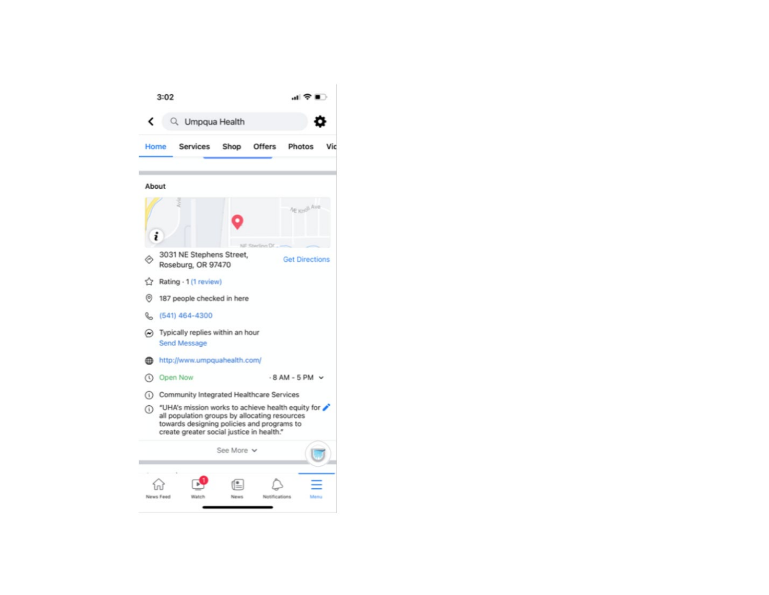3:02

Umpqua Health

Home | Services | Shop | Offers | Photos | Vi

**About**

3031 NE Stephens Street, Roseburg, OR 97470 — Get Directions

Rating · 1 (1 review)

187 people checked in here

(541) 464-4300

Typically replies within an hour
Send Message

http://www.umpquahealth.com/

Open Now · 8 AM - 5 PM

Community Integrated Healthcare Services

"UHA's mission works to achieve health equity for all population groups by allocating resources towards designing policies and programs to create greater social justice in health."

See More

News Feed | Watch | News | Notifications | Menu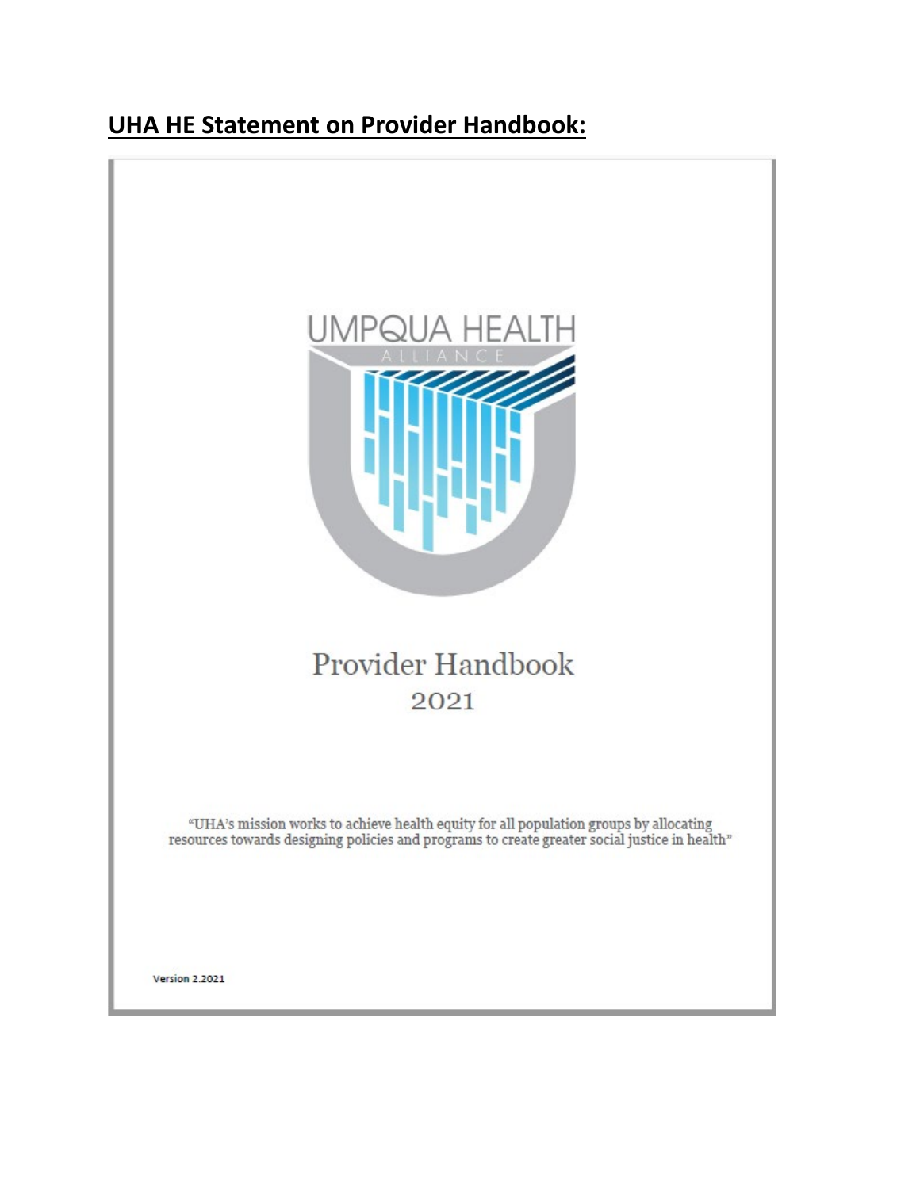## UHA HE Statement on Provider Handbook:

UMPQUA HEALTH

ALLIANCE

Provider Handbook

2021

"UHA's mission works to achieve health equity for all population groups by allocating resources towards designing policies and programs to create greater social justice in health"

Version 2.2021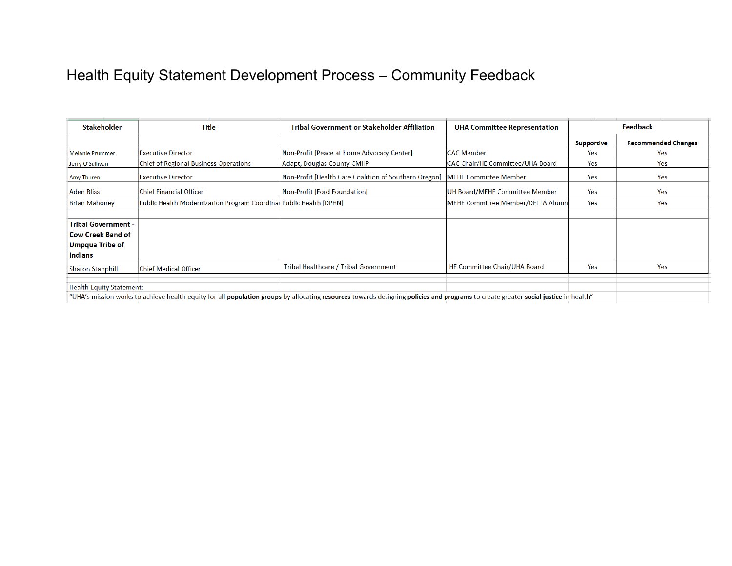# Health Equity Statement Development Process – Community Feedback

| Stakeholder | Title | Tribal Government or Stakeholder Affiliation | UHA Committee Representation | Feedback | |
|---|---|---|---|---|---|
| | | | | Supportive | Recommended Changes |
| Melanie Prummer | Executive Director | Non-Profit [Peace at home Advocacy Center] | CAC Member | Yes | Yes |
| Jerry O'Sullivan | Chief of Regional Business Operations | Adapt, Douglas County CMHP | CAC Chair/HE Committee/UHA Board | Yes | Yes |
| Amy Thuren | Executive Director | Non-Profit [Health Care Coalition of Southern Oregon] | MEHE Committee Member | Yes | Yes |
| Aden Bliss | Chief Financial Officer | Non-Profit [Ford Foundation] | UH Board/MEHE Committee Member | Yes | Yes |
| Brian Mahoney | Public Health Modernization Program Coordinat | Public Health [DPHN] | MEHE Committee Member/DELTA Alumn | Yes | Yes |
| | | | | | |
| **Tribal Government - Cow Creek Band of Umpqua Tribe of Indians** | | | | | |
| Sharon Stanphill | Chief Medical Officer | Tribal Healthcare / Tribal Government | HE Committee Chair/UHA Board | Yes | Yes |

Health Equity Statement:

"UHA's mission works to achieve health equity for all **population groups** by allocating **resources** towards designing **policies and programs** to create greater **social justice** in health"